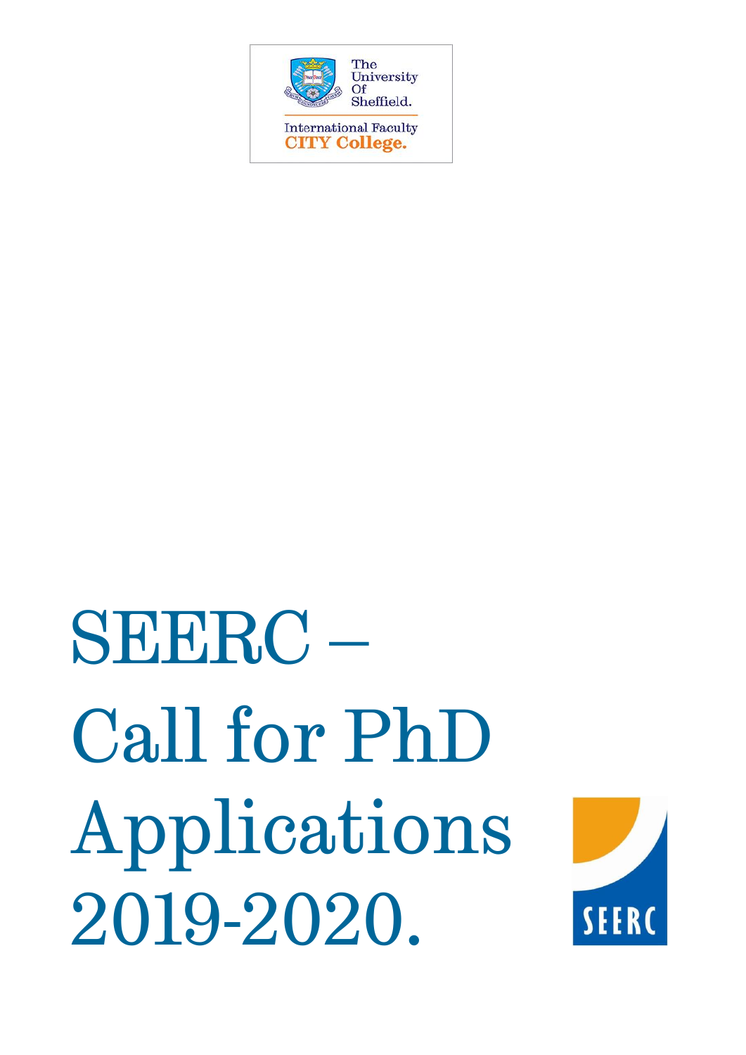The University Of Sheffield.

International Faculty
CITY College.

# SEERC – Call for PhD Applications 2019-2020.

SEERC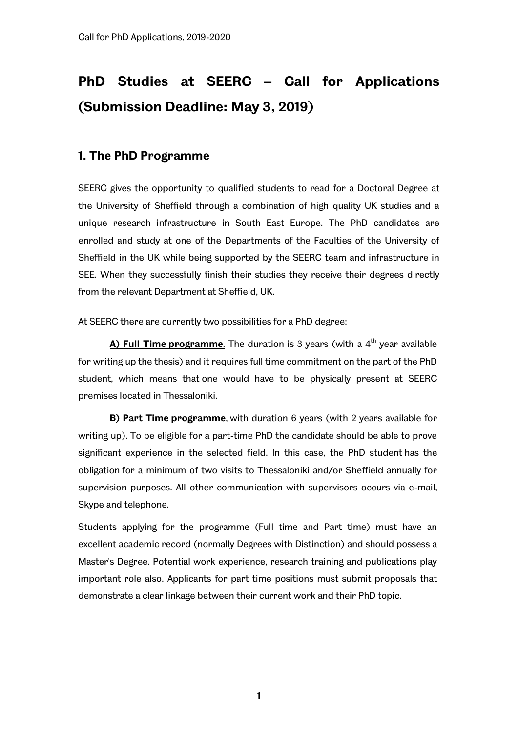# PhD Studies at SEERC – Call for Applications (Submission Deadline: May 3, 2019)

## 1. The PhD Programme

SEERC gives the opportunity to qualified students to read for a Doctoral Degree at the University of Sheffield through a combination of high quality UK studies and a unique research infrastructure in South East Europe. The PhD candidates are enrolled and study at one of the Departments of the Faculties of the University of Sheffield in the UK while being supported by the SEERC team and infrastructure in SEE. When they successfully finish their studies they receive their degrees directly from the relevant Department at Sheffield, UK.

At SEERC there are currently two possibilities for a PhD degree:

**A) Full Time programme**. The duration is 3 years (with a 4th year available for writing up the thesis) and it requires full time commitment on the part of the PhD student, which means that one would have to be physically present at SEERC premises located in Thessaloniki.

**B) Part Time programme**, with duration 6 years (with 2 years available for writing up). To be eligible for a part-time PhD the candidate should be able to prove significant experience in the selected field. In this case, the PhD student has the obligation for a minimum of two visits to Thessaloniki and/or Sheffield annually for supervision purposes. All other communication with supervisors occurs via e-mail, Skype and telephone.

Students applying for the programme (Full time and Part time) must have an excellent academic record (normally Degrees with Distinction) and should possess a Master's Degree. Potential work experience, research training and publications play important role also. Applicants for part time positions must submit proposals that demonstrate a clear linkage between their current work and their PhD topic.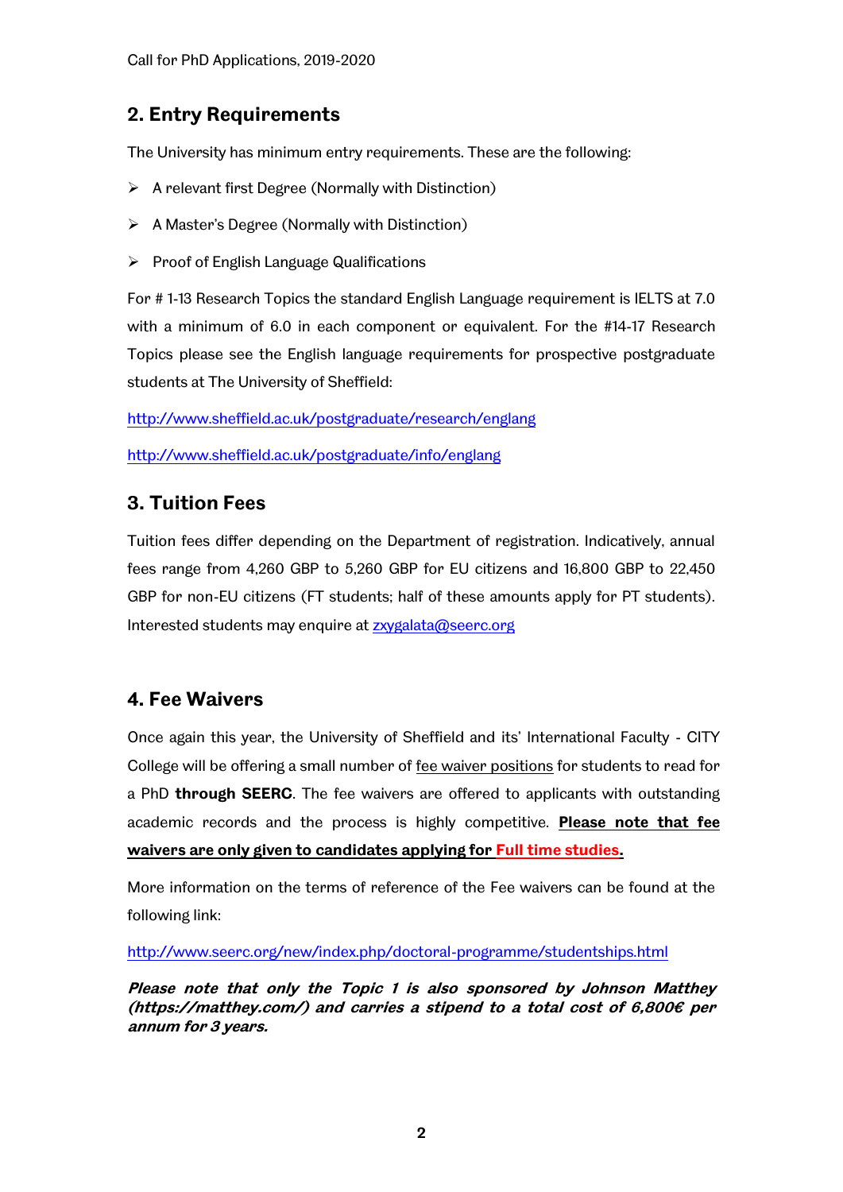## 2. Entry Requirements

The University has minimum entry requirements. These are the following:

- A relevant first Degree (Normally with Distinction)
- A Master's Degree (Normally with Distinction)
- Proof of English Language Qualifications

For # 1-13 Research Topics the standard English Language requirement is IELTS at 7.0 with a minimum of 6.0 in each component or equivalent. For the #14-17 Research Topics please see the English language requirements for prospective postgraduate students at The University of Sheffield:

http://www.sheffield.ac.uk/postgraduate/research/englang

http://www.sheffield.ac.uk/postgraduate/info/englang

## 3. Tuition Fees

Tuition fees differ depending on the Department of registration. Indicatively, annual fees range from 4,260 GBP to 5,260 GBP for EU citizens and 16,800 GBP to 22,450 GBP for non-EU citizens (FT students; half of these amounts apply for PT students). Interested students may enquire at zxygalata@seerc.org

## 4. Fee Waivers

Once again this year, the University of Sheffield and its' International Faculty - CITY College will be offering a small number of fee waiver positions for students to read for a PhD **through SEERC**. The fee waivers are offered to applicants with outstanding academic records and the process is highly competitive. **Please note that fee waivers are only given to candidates applying for Full time studies.**

More information on the terms of reference of the Fee waivers can be found at the following link:

http://www.seerc.org/new/index.php/doctoral-programme/studentships.html

***Please note that only the Topic 1 is also sponsored by Johnson Matthey (https://matthey.com/) and carries a stipend to a total cost of 6,800€ per annum for 3 years.***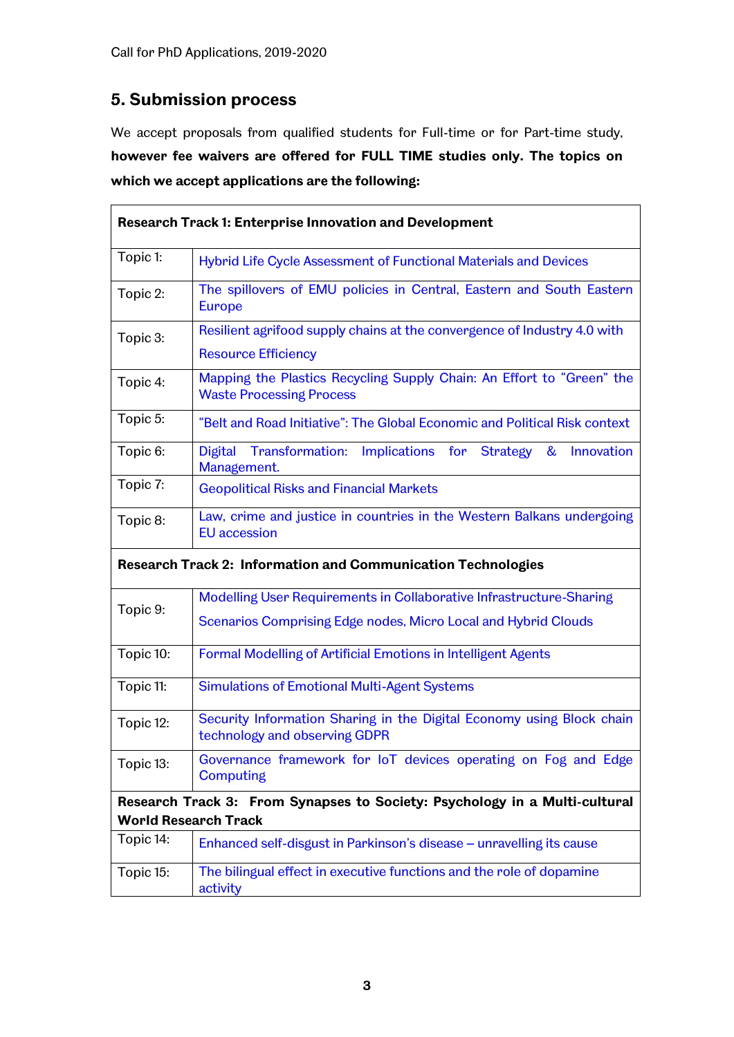## 5. Submission process

We accept proposals from qualified students for Full-time or for Part-time study, **however fee waivers are offered for FULL TIME studies only. The topics on which we accept applications are the following:**

| **Research Track 1: Enterprise Innovation and Development** | |
|---|---|
| Topic 1: | Hybrid Life Cycle Assessment of Functional Materials and Devices |
| Topic 2: | The spillovers of EMU policies in Central, Eastern and South Eastern Europe |
| Topic 3: | Resilient agrifood supply chains at the convergence of Industry 4.0 with Resource Efficiency |
| Topic 4: | Mapping the Plastics Recycling Supply Chain: An Effort to "Green" the Waste Processing Process |
| Topic 5: | "Belt and Road Initiative": The Global Economic and Political Risk context |
| Topic 6: | Digital Transformation: Implications for Strategy & Innovation Management. |
| Topic 7: | Geopolitical Risks and Financial Markets |
| Topic 8: | Law, crime and justice in countries in the Western Balkans undergoing EU accession |
| **Research Track 2: Information and Communication Technologies** | |
| Topic 9: | Modelling User Requirements in Collaborative Infrastructure-Sharing Scenarios Comprising Edge nodes, Micro Local and Hybrid Clouds |
| Topic 10: | Formal Modelling of Artificial Emotions in Intelligent Agents |
| Topic 11: | Simulations of Emotional Multi-Agent Systems |
| Topic 12: | Security Information Sharing in the Digital Economy using Block chain technology and observing GDPR |
| Topic 13: | Governance framework for IoT devices operating on Fog and Edge Computing |
| **Research Track 3: From Synapses to Society: Psychology in a Multi-cultural World Research Track** | |
| Topic 14: | Enhanced self-disgust in Parkinson's disease – unravelling its cause |
| Topic 15: | The bilingual effect in executive functions and the role of dopamine activity |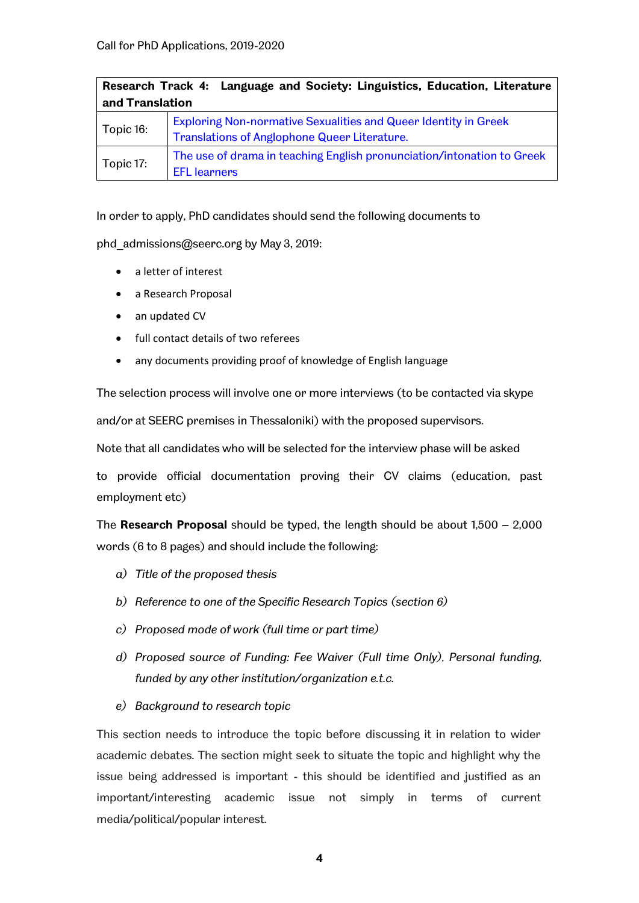| Research Track 4: Language and Society: Linguistics, Education, Literature and Translation | |
|---|---|
| Topic 16: | Exploring Non-normative Sexualities and Queer Identity in Greek Translations of Anglophone Queer Literature. |
| Topic 17: | The use of drama in teaching English pronunciation/intonation to Greek EFL learners |

In order to apply, PhD candidates should send the following documents to

phd_admissions@seerc.org by May 3, 2019:

- a letter of interest
- a Research Proposal
- an updated CV
- full contact details of two referees
- any documents providing proof of knowledge of English language

The selection process will involve one or more interviews (to be contacted via skype and/or at SEERC premises in Thessaloniki) with the proposed supervisors.

Note that all candidates who will be selected for the interview phase will be asked to provide official documentation proving their CV claims (education, past employment etc)

The **Research Proposal** should be typed, the length should be about 1,500 – 2,000 words (6 to 8 pages) and should include the following:

a) *Title of the proposed thesis*

b) *Reference to one of the Specific Research Topics (section 6)*

c) *Proposed mode of work (full time or part time)*

d) *Proposed source of Funding: Fee Waiver (Full time Only), Personal funding, funded by any other institution/organization e.t.c.*

e) *Background to research topic*

This section needs to introduce the topic before discussing it in relation to wider academic debates. The section might seek to situate the topic and highlight why the issue being addressed is important - this should be identified and justified as an important/interesting academic issue not simply in terms of current media/political/popular interest.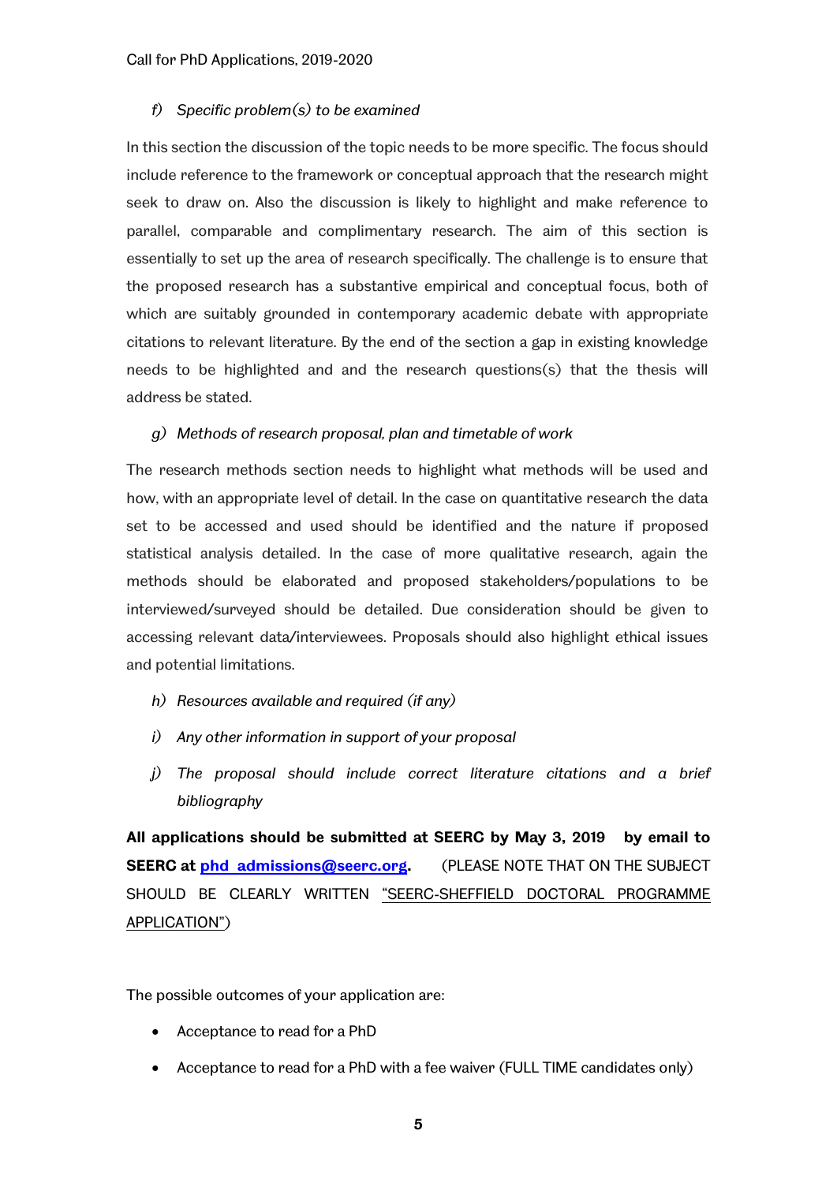*f) Specific problem(s) to be examined*

In this section the discussion of the topic needs to be more specific. The focus should include reference to the framework or conceptual approach that the research might seek to draw on. Also the discussion is likely to highlight and make reference to parallel, comparable and complimentary research. The aim of this section is essentially to set up the area of research specifically. The challenge is to ensure that the proposed research has a substantive empirical and conceptual focus, both of which are suitably grounded in contemporary academic debate with appropriate citations to relevant literature. By the end of the section a gap in existing knowledge needs to be highlighted and and the research questions(s) that the thesis will address be stated.

*g) Methods of research proposal, plan and timetable of work*

The research methods section needs to highlight what methods will be used and how, with an appropriate level of detail. In the case on quantitative research the data set to be accessed and used should be identified and the nature if proposed statistical analysis detailed. In the case of more qualitative research, again the methods should be elaborated and proposed stakeholders/populations to be interviewed/surveyed should be detailed. Due consideration should be given to accessing relevant data/interviewees. Proposals should also highlight ethical issues and potential limitations.

*h) Resources available and required (if any)*

*i) Any other information in support of your proposal*

*j) The proposal should include correct literature citations and a brief bibliography*

**All applications should be submitted at SEERC by May 3, 2019 by email to SEERC at [phd_admissions@seerc.org](mailto:phd_admissions@seerc.org).** (PLEASE NOTE THAT ON THE SUBJECT SHOULD BE CLEARLY WRITTEN "SEERC-SHEFFIELD DOCTORAL PROGRAMME APPLICATION")

The possible outcomes of your application are:

- Acceptance to read for a PhD
- Acceptance to read for a PhD with a fee waiver (FULL TIME candidates only)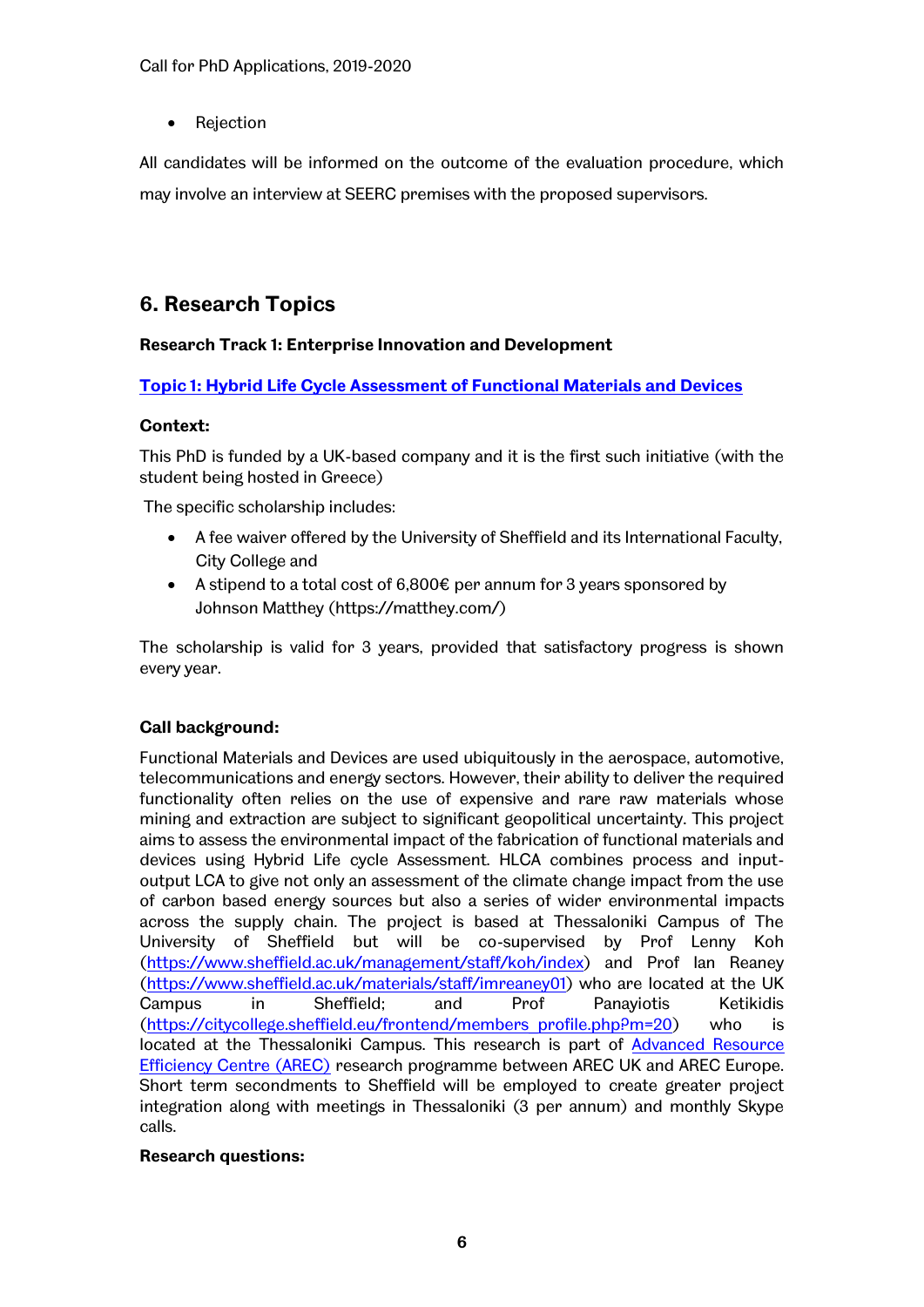- Rejection

All candidates will be informed on the outcome of the evaluation procedure, which may involve an interview at SEERC premises with the proposed supervisors.

## 6. Research Topics

**Research Track 1: Enterprise Innovation and Development**

**Topic 1: Hybrid Life Cycle Assessment of Functional Materials and Devices**

**Context:**

This PhD is funded by a UK-based company and it is the first such initiative (with the student being hosted in Greece)

The specific scholarship includes:

- A fee waiver offered by the University of Sheffield and its International Faculty, City College and
- A stipend to a total cost of 6,800€ per annum for 3 years sponsored by Johnson Matthey (https://matthey.com/)

The scholarship is valid for 3 years, provided that satisfactory progress is shown every year.

**Call background:**

Functional Materials and Devices are used ubiquitously in the aerospace, automotive, telecommunications and energy sectors. However, their ability to deliver the required functionality often relies on the use of expensive and rare raw materials whose mining and extraction are subject to significant geopolitical uncertainty. This project aims to assess the environmental impact of the fabrication of functional materials and devices using Hybrid Life cycle Assessment. HLCA combines process and input-output LCA to give not only an assessment of the climate change impact from the use of carbon based energy sources but also a series of wider environmental impacts across the supply chain. The project is based at Thessaloniki Campus of The University of Sheffield but will be co-supervised by Prof Lenny Koh (https://www.sheffield.ac.uk/management/staff/koh/index) and Prof Ian Reaney (https://www.sheffield.ac.uk/materials/staff/imreaney01) who are located at the UK Campus in Sheffield; and Prof Panayiotis Ketikidis (https://citycollege.sheffield.eu/frontend/members_profile.php?m=20) who is located at the Thessaloniki Campus. This research is part of Advanced Resource Efficiency Centre (AREC) research programme between AREC UK and AREC Europe. Short term secondments to Sheffield will be employed to create greater project integration along with meetings in Thessaloniki (3 per annum) and monthly Skype calls.

**Research questions:**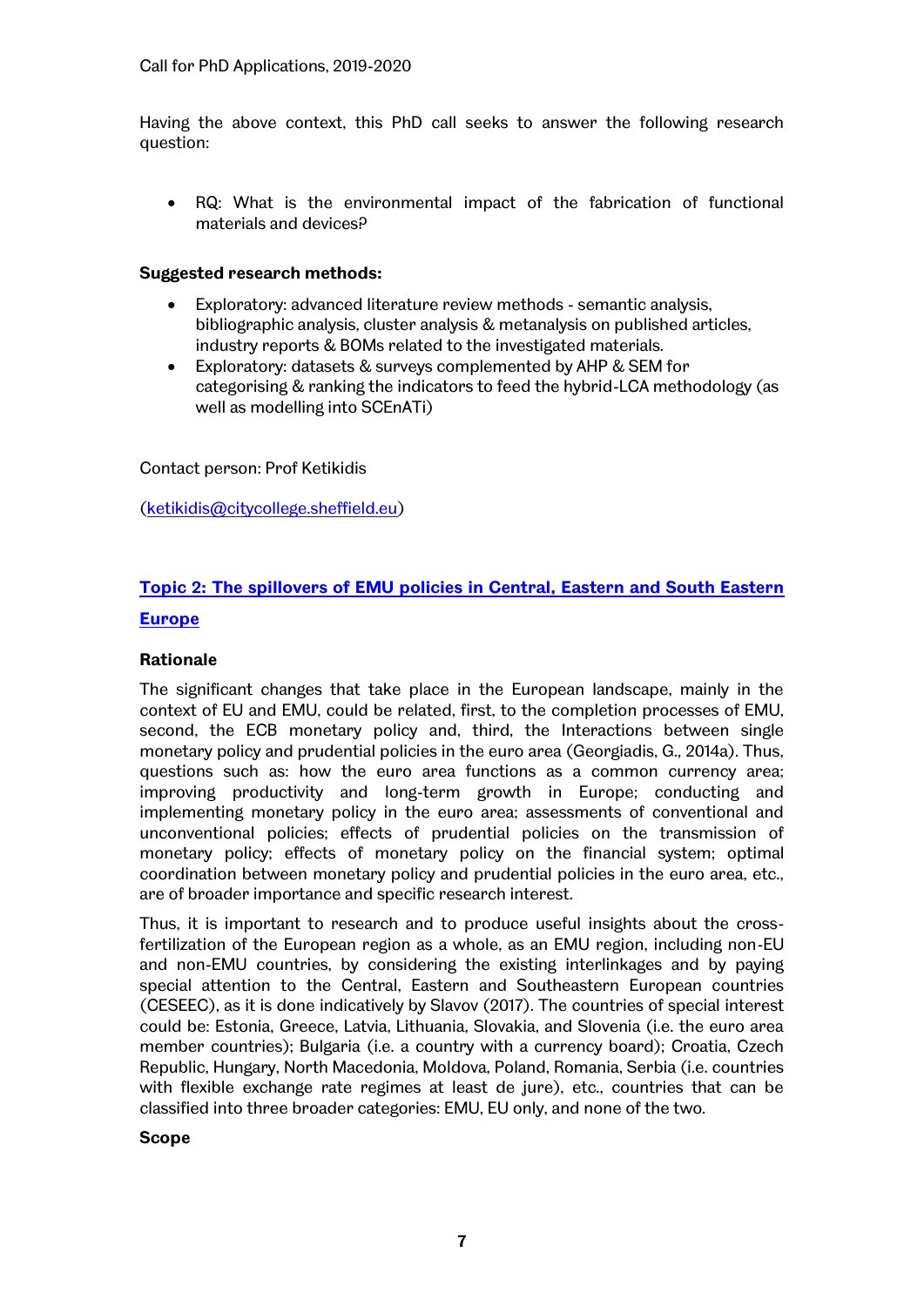Having the above context, this PhD call seeks to answer the following research question:

- RQ: What is the environmental impact of the fabrication of functional materials and devices?

**Suggested research methods:**

- Exploratory: advanced literature review methods - semantic analysis, bibliographic analysis, cluster analysis & metanalysis on published articles, industry reports & BOMs related to the investigated materials.
- Exploratory: datasets & surveys complemented by AHP & SEM for categorising & ranking the indicators to feed the hybrid-LCA methodology (as well as modelling into SCEnATi)

Contact person: Prof Ketikidis

(ketikidis@citycollege.sheffield.eu)

## Topic 2: The spillovers of EMU policies in Central, Eastern and South Eastern Europe

**Rationale**

The significant changes that take place in the European landscape, mainly in the context of EU and EMU, could be related, first, to the completion processes of EMU, second, the ECB monetary policy and, third, the Interactions between single monetary policy and prudential policies in the euro area (Georgiadis, G., 2014a). Thus, questions such as: how the euro area functions as a common currency area; improving productivity and long-term growth in Europe; conducting and implementing monetary policy in the euro area; assessments of conventional and unconventional policies; effects of prudential policies on the transmission of monetary policy; effects of monetary policy on the financial system; optimal coordination between monetary policy and prudential policies in the euro area, etc., are of broader importance and specific research interest.

Thus, it is important to research and to produce useful insights about the cross-fertilization of the European region as a whole, as an EMU region, including non-EU and non-EMU countries, by considering the existing interlinkages and by paying special attention to the Central, Eastern and Southeastern European countries (CESEEC), as it is done indicatively by Slavov (2017). The countries of special interest could be: Estonia, Greece, Latvia, Lithuania, Slovakia, and Slovenia (i.e. the euro area member countries); Bulgaria (i.e. a country with a currency board); Croatia, Czech Republic, Hungary, North Macedonia, Moldova, Poland, Romania, Serbia (i.e. countries with flexible exchange rate regimes at least de jure), etc., countries that can be classified into three broader categories: EMU, EU only, and none of the two.

**Scope**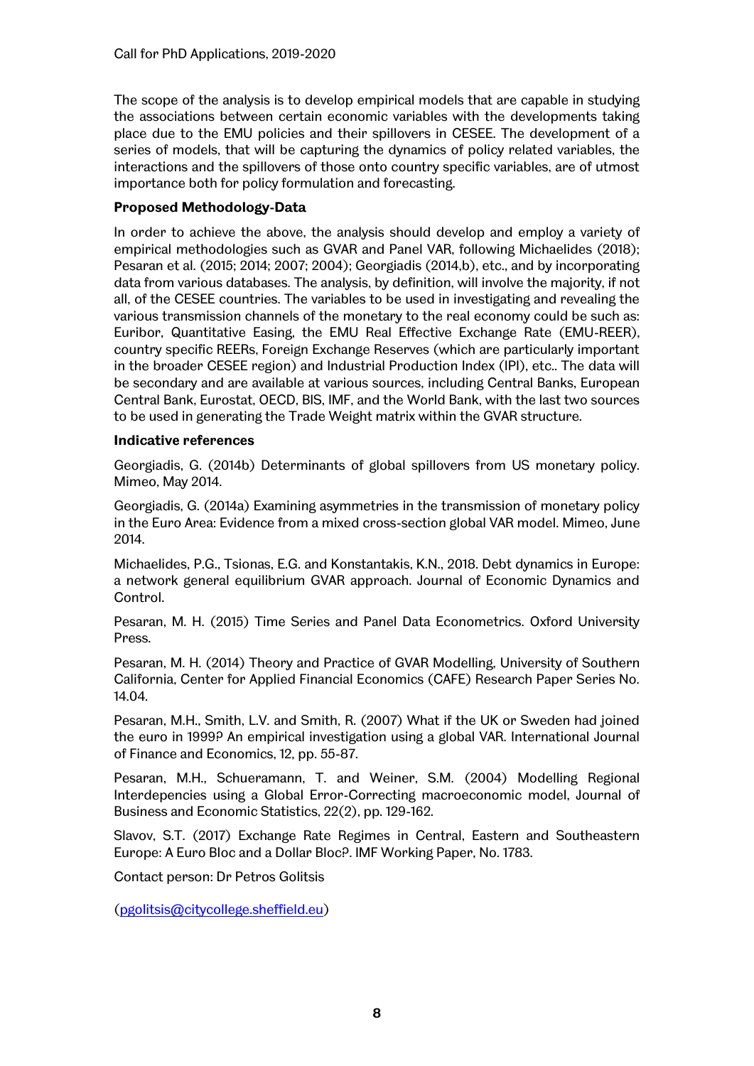The scope of the analysis is to develop empirical models that are capable in studying the associations between certain economic variables with the developments taking place due to the EMU policies and their spillovers in CESEE. The development of a series of models, that will be capturing the dynamics of policy related variables, the interactions and the spillovers of those onto country specific variables, are of utmost importance both for policy formulation and forecasting.

**Proposed Methodology-Data**

In order to achieve the above, the analysis should develop and employ a variety of empirical methodologies such as GVAR and Panel VAR, following Michaelides (2018); Pesaran et al. (2015; 2014; 2007; 2004); Georgiadis (2014,b), etc., and by incorporating data from various databases. The analysis, by definition, will involve the majority, if not all, of the CESEE countries. The variables to be used in investigating and revealing the various transmission channels of the monetary to the real economy could be such as: Euribor, Quantitative Easing, the EMU Real Effective Exchange Rate (EMU-REER), country specific REERs, Foreign Exchange Reserves (which are particularly important in the broader CESEE region) and Industrial Production Index (IPI), etc.. The data will be secondary and are available at various sources, including Central Banks, European Central Bank, Eurostat, OECD, BIS, IMF, and the World Bank, with the last two sources to be used in generating the Trade Weight matrix within the GVAR structure.

**Indicative references**

Georgiadis, G. (2014b) Determinants of global spillovers from US monetary policy. Mimeo, May 2014.

Georgiadis, G. (2014a) Examining asymmetries in the transmission of monetary policy in the Euro Area: Evidence from a mixed cross-section global VAR model. Mimeo, June 2014.

Michaelides, P.G., Tsionas, E.G. and Konstantakis, K.N., 2018. Debt dynamics in Europe: a network general equilibrium GVAR approach. Journal of Economic Dynamics and Control.

Pesaran, M. H. (2015) Time Series and Panel Data Econometrics. Oxford University Press.

Pesaran, M. H. (2014) Theory and Practice of GVAR Modelling, University of Southern California, Center for Applied Financial Economics (CAFE) Research Paper Series No. 14.04.

Pesaran, M.H., Smith, L.V. and Smith, R. (2007) What if the UK or Sweden had joined the euro in 1999? An empirical investigation using a global VAR. International Journal of Finance and Economics, 12, pp. 55-87.

Pesaran, M.H., Schueramann, T. and Weiner, S.M. (2004) Modelling Regional Interdepencies using a Global Error-Correcting macroeconomic model, Journal of Business and Economic Statistics, 22(2), pp. 129-162.

Slavov, S.T. (2017) Exchange Rate Regimes in Central, Eastern and Southeastern Europe: A Euro Bloc and a Dollar Bloc? IMF Working Paper, No. 1783.

Contact person: Dr Petros Golitsis

(pgolitsis@citycollege.sheffield.eu)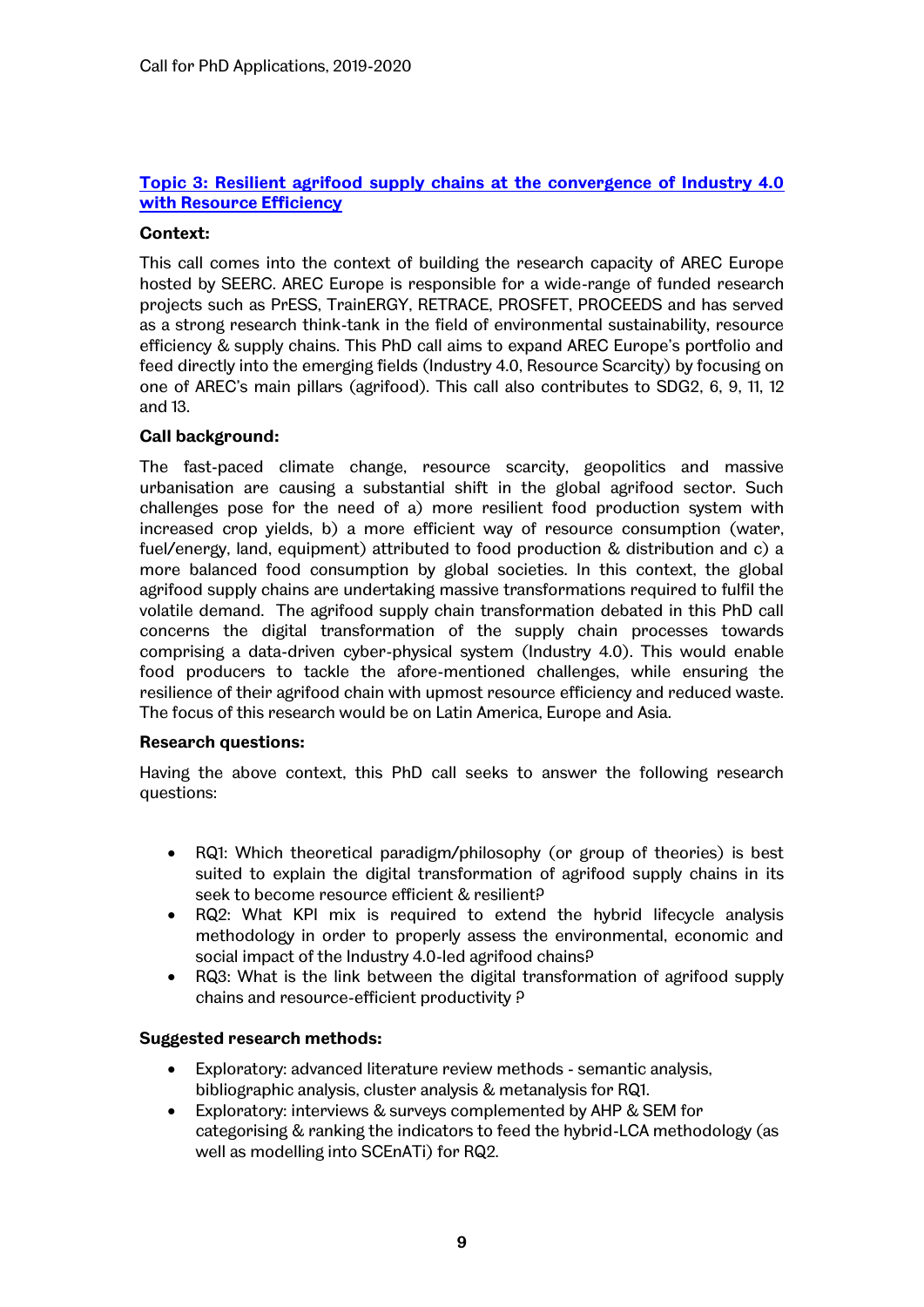## [Topic 3: Resilient agrifood supply chains at the convergence of Industry 4.0 with Resource Efficiency]()

**Context:**

This call comes into the context of building the research capacity of AREC Europe hosted by SEERC. AREC Europe is responsible for a wide-range of funded research projects such as PrESS, TrainERGY, RETRACE, PROSFET, PROCEEDS and has served as a strong research think-tank in the field of environmental sustainability, resource efficiency & supply chains. This PhD call aims to expand AREC Europe's portfolio and feed directly into the emerging fields (Industry 4.0, Resource Scarcity) by focusing on one of AREC's main pillars (agrifood). This call also contributes to SDG2, 6, 9, 11, 12 and 13.

**Call background:**

The fast-paced climate change, resource scarcity, geopolitics and massive urbanisation are causing a substantial shift in the global agrifood sector. Such challenges pose for the need of a) more resilient food production system with increased crop yields, b) a more efficient way of resource consumption (water, fuel/energy, land, equipment) attributed to food production & distribution and c) a more balanced food consumption by global societies. In this context, the global agrifood supply chains are undertaking massive transformations required to fulfil the volatile demand. The agrifood supply chain transformation debated in this PhD call concerns the digital transformation of the supply chain processes towards comprising a data-driven cyber-physical system (Industry 4.0). This would enable food producers to tackle the afore-mentioned challenges, while ensuring the resilience of their agrifood chain with upmost resource efficiency and reduced waste. The focus of this research would be on Latin America, Europe and Asia.

**Research questions:**

Having the above context, this PhD call seeks to answer the following research questions:

- RQ1: Which theoretical paradigm/philosophy (or group of theories) is best suited to explain the digital transformation of agrifood supply chains in its seek to become resource efficient & resilient?
- RQ2: What KPI mix is required to extend the hybrid lifecycle analysis methodology in order to properly assess the environmental, economic and social impact of the Industry 4.0-led agrifood chains?
- RQ3: What is the link between the digital transformation of agrifood supply chains and resource-efficient productivity ?

**Suggested research methods:**

- Exploratory: advanced literature review methods - semantic analysis, bibliographic analysis, cluster analysis & metanalysis for RQ1.
- Exploratory: interviews & surveys complemented by AHP & SEM for categorising & ranking the indicators to feed the hybrid-LCA methodology (as well as modelling into SCEnATi) for RQ2.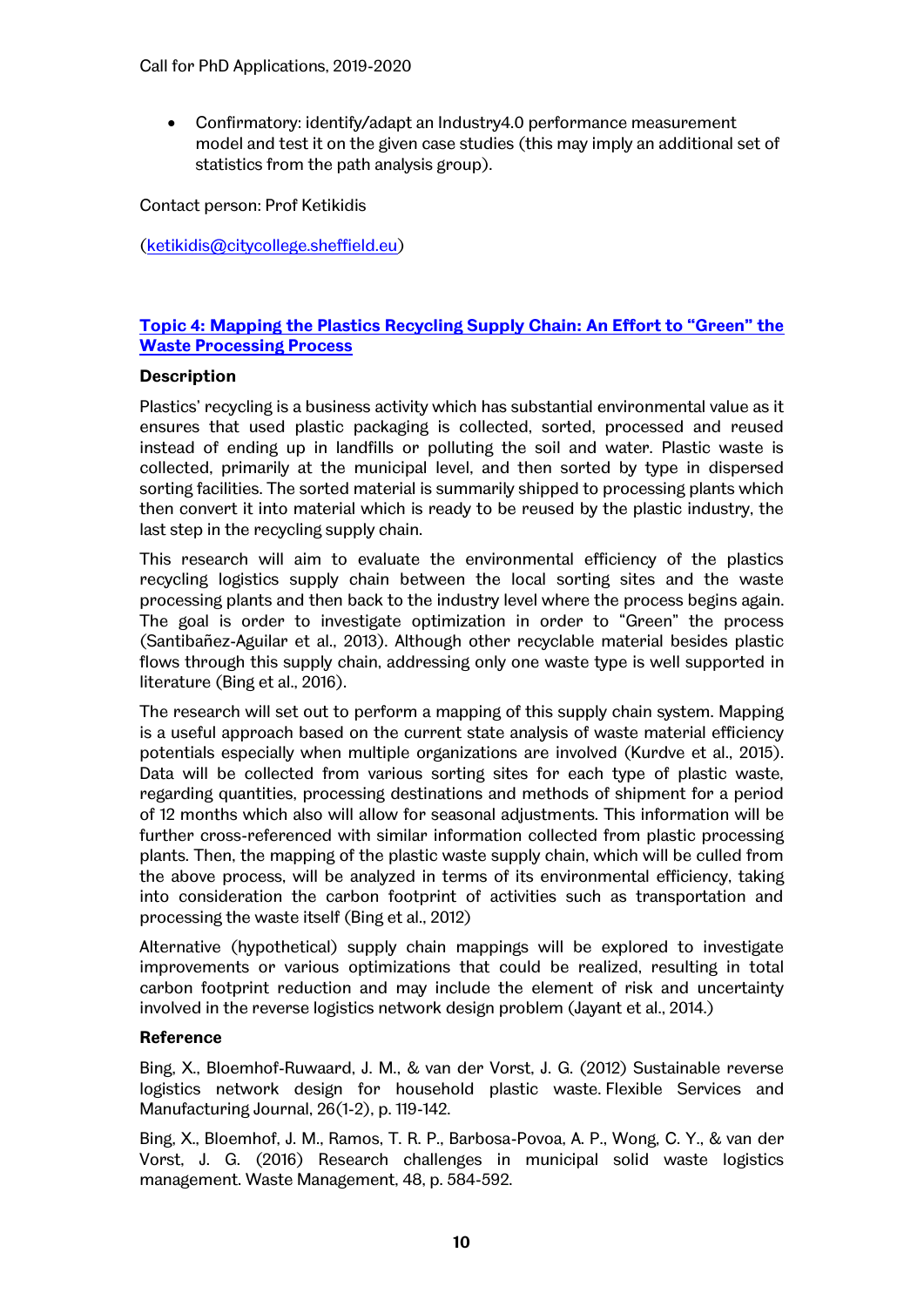- Confirmatory: identify/adapt an Industry4.0 performance measurement model and test it on the given case studies (this may imply an additional set of statistics from the path analysis group).

Contact person: Prof Ketikidis

(ketikidis@citycollege.sheffield.eu)

### Topic 4: Mapping the Plastics Recycling Supply Chain: An Effort to "Green" the Waste Processing Process

**Description**

Plastics' recycling is a business activity which has substantial environmental value as it ensures that used plastic packaging is collected, sorted, processed and reused instead of ending up in landfills or polluting the soil and water. Plastic waste is collected, primarily at the municipal level, and then sorted by type in dispersed sorting facilities. The sorted material is summarily shipped to processing plants which then convert it into material which is ready to be reused by the plastic industry, the last step in the recycling supply chain.

This research will aim to evaluate the environmental efficiency of the plastics recycling logistics supply chain between the local sorting sites and the waste processing plants and then back to the industry level where the process begins again. The goal is order to investigate optimization in order to "Green" the process (Santibañez-Aguilar et al., 2013). Although other recyclable material besides plastic flows through this supply chain, addressing only one waste type is well supported in literature (Bing et al., 2016).

The research will set out to perform a mapping of this supply chain system. Mapping is a useful approach based on the current state analysis of waste material efficiency potentials especially when multiple organizations are involved (Kurdve et al., 2015). Data will be collected from various sorting sites for each type of plastic waste, regarding quantities, processing destinations and methods of shipment for a period of 12 months which also will allow for seasonal adjustments. This information will be further cross-referenced with similar information collected from plastic processing plants. Then, the mapping of the plastic waste supply chain, which will be culled from the above process, will be analyzed in terms of its environmental efficiency, taking into consideration the carbon footprint of activities such as transportation and processing the waste itself (Bing et al., 2012)

Alternative (hypothetical) supply chain mappings will be explored to investigate improvements or various optimizations that could be realized, resulting in total carbon footprint reduction and may include the element of risk and uncertainty involved in the reverse logistics network design problem (Jayant et al., 2014.)

**Reference**

Bing, X., Bloemhof-Ruwaard, J. M., & van der Vorst, J. G. (2012) Sustainable reverse logistics network design for household plastic waste. Flexible Services and Manufacturing Journal, 26(1-2), p. 119-142.

Bing, X., Bloemhof, J. M., Ramos, T. R. P., Barbosa-Povoa, A. P., Wong, C. Y., & van der Vorst, J. G. (2016) Research challenges in municipal solid waste logistics management. Waste Management, 48, p. 584-592.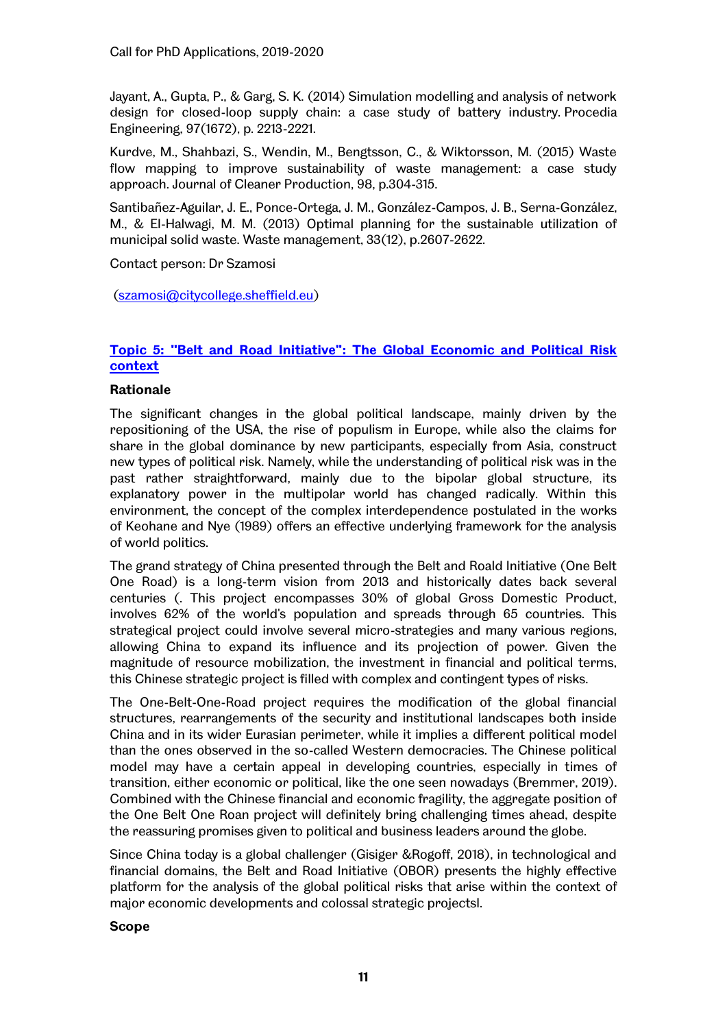Jayant, A., Gupta, P., & Garg, S. K. (2014) Simulation modelling and analysis of network design for closed-loop supply chain: a case study of battery industry. Procedia Engineering, 97(1672), p. 2213-2221.

Kurdve, M., Shahbazi, S., Wendin, M., Bengtsson, C., & Wiktorsson, M. (2015) Waste flow mapping to improve sustainability of waste management: a case study approach. Journal of Cleaner Production, 98, p.304-315.

Santibañez-Aguilar, J. E., Ponce-Ortega, J. M., González-Campos, J. B., Serna-González, M., & El-Halwagi, M. M. (2013) Optimal planning for the sustainable utilization of municipal solid waste. Waste management, 33(12), p.2607-2622.

Contact person: Dr Szamosi

(szamosi@citycollege.sheffield.eu)

## Topic 5: "Belt and Road Initiative": The Global Economic and Political Risk context

**Rationale**

The significant changes in the global political landscape, mainly driven by the repositioning of the USA, the rise of populism in Europe, while also the claims for share in the global dominance by new participants, especially from Asia, construct new types of political risk. Namely, while the understanding of political risk was in the past rather straightforward, mainly due to the bipolar global structure, its explanatory power in the multipolar world has changed radically. Within this environment, the concept of the complex interdependence postulated in the works of Keohane and Nye (1989) offers an effective underlying framework for the analysis of world politics.

The grand strategy of China presented through the Belt and Roald Initiative (One Belt One Road) is a long-term vision from 2013 and historically dates back several centuries (. This project encompasses 30% of global Gross Domestic Product, involves 62% of the world's population and spreads through 65 countries. This strategical project could involve several micro-strategies and many various regions, allowing China to expand its influence and its projection of power. Given the magnitude of resource mobilization, the investment in financial and political terms, this Chinese strategic project is filled with complex and contingent types of risks.

The One-Belt-One-Road project requires the modification of the global financial structures, rearrangements of the security and institutional landscapes both inside China and in its wider Eurasian perimeter, while it implies a different political model than the ones observed in the so-called Western democracies. The Chinese political model may have a certain appeal in developing countries, especially in times of transition, either economic or political, like the one seen nowadays (Bremmer, 2019). Combined with the Chinese financial and economic fragility, the aggregate position of the One Belt One Roan project will definitely bring challenging times ahead, despite the reassuring promises given to political and business leaders around the globe.

Since China today is a global challenger (Gisiger &Rogoff, 2018), in technological and financial domains, the Belt and Road Initiative (OBOR) presents the highly effective platform for the analysis of the global political risks that arise within the context of major economic developments and colossal strategic projectsl.

**Scope**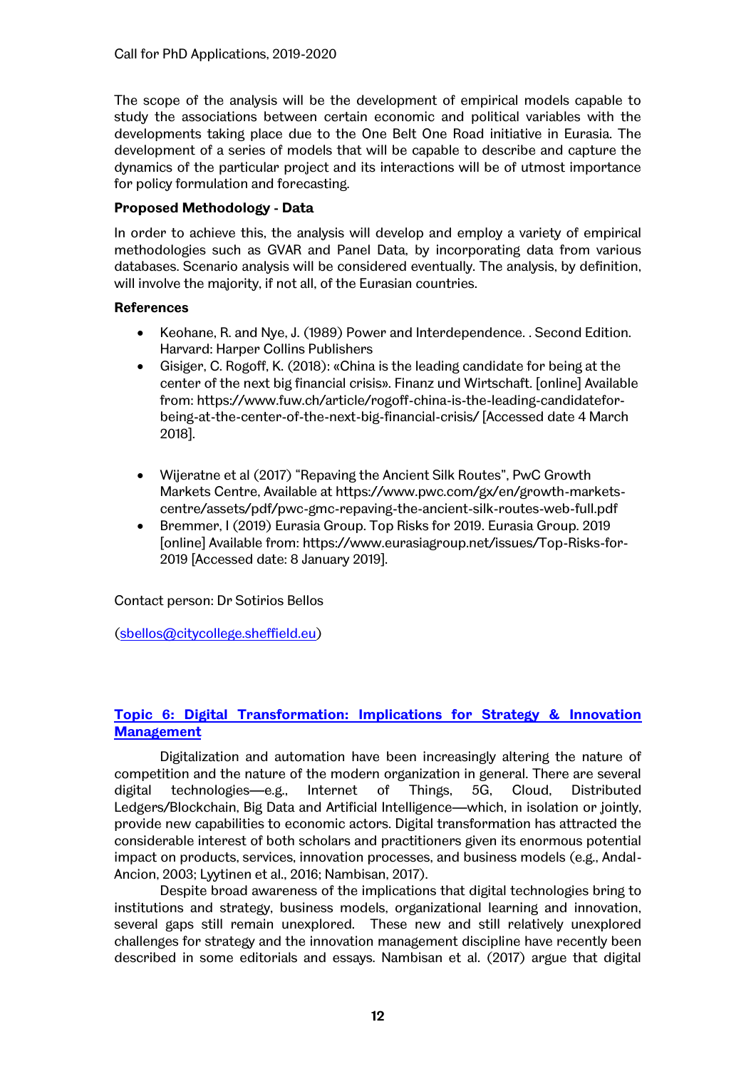The scope of the analysis will be the development of empirical models capable to study the associations between certain economic and political variables with the developments taking place due to the One Belt One Road initiative in Eurasia. The development of a series of models that will be capable to describe and capture the dynamics of the particular project and its interactions will be of utmost importance for policy formulation and forecasting.

**Proposed Methodology - Data**

In order to achieve this, the analysis will develop and employ a variety of empirical methodologies such as GVAR and Panel Data, by incorporating data from various databases. Scenario analysis will be considered eventually. The analysis, by definition, will involve the majority, if not all, of the Eurasian countries.

**References**

- Keohane, R. and Nye, J. (1989) Power and Interdependence. . Second Edition. Harvard: Harper Collins Publishers
- Gisiger, C. Rogoff, K. (2018): «China is the leading candidate for being at the center of the next big financial crisis». Finanz und Wirtschaft. [online] Available from: https://www.fuw.ch/article/rogoff-china-is-the-leading-candidatefor-being-at-the-center-of-the-next-big-financial-crisis/ [Accessed date 4 March 2018].
- Wijeratne et al (2017) "Repaving the Ancient Silk Routes", PwC Growth Markets Centre, Available at https://www.pwc.com/gx/en/growth-markets-centre/assets/pdf/pwc-gmc-repaving-the-ancient-silk-routes-web-full.pdf
- Bremmer, I (2019) Eurasia Group. Top Risks for 2019. Eurasia Group. 2019 [online] Available from: https://www.eurasiagroup.net/issues/Top-Risks-for-2019 [Accessed date: 8 January 2019].

Contact person: Dr Sotirios Bellos

(sbellos@citycollege.sheffield.eu)

## Topic 6: Digital Transformation: Implications for Strategy & Innovation Management

Digitalization and automation have been increasingly altering the nature of competition and the nature of the modern organization in general. There are several digital technologies—e.g., Internet of Things, 5G, Cloud, Distributed Ledgers/Blockchain, Big Data and Artificial Intelligence—which, in isolation or jointly, provide new capabilities to economic actors. Digital transformation has attracted the considerable interest of both scholars and practitioners given its enormous potential impact on products, services, innovation processes, and business models (e.g., Andal-Ancion, 2003; Lyytinen et al., 2016; Nambisan, 2017).

Despite broad awareness of the implications that digital technologies bring to institutions and strategy, business models, organizational learning and innovation, several gaps still remain unexplored. These new and still relatively unexplored challenges for strategy and the innovation management discipline have recently been described in some editorials and essays. Nambisan et al. (2017) argue that digital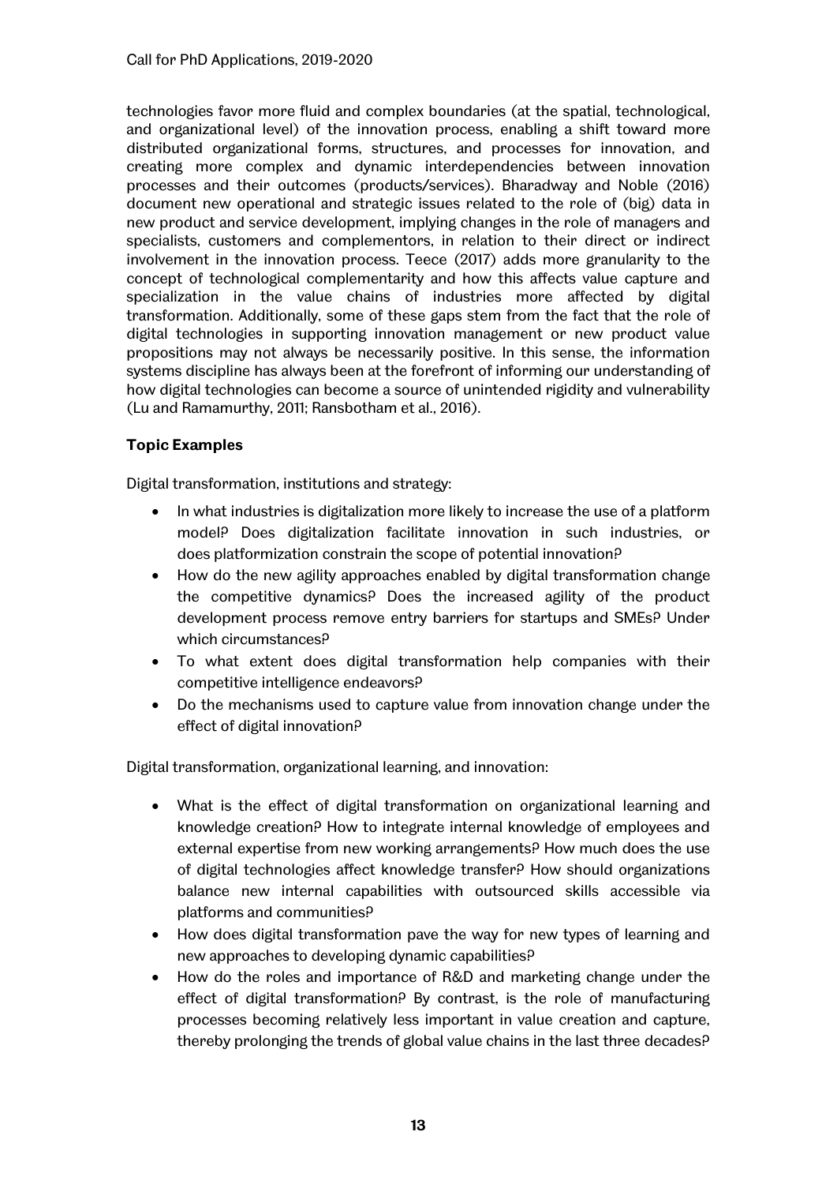technologies favor more fluid and complex boundaries (at the spatial, technological, and organizational level) of the innovation process, enabling a shift toward more distributed organizational forms, structures, and processes for innovation, and creating more complex and dynamic interdependencies between innovation processes and their outcomes (products/services). Bharadway and Noble (2016) document new operational and strategic issues related to the role of (big) data in new product and service development, implying changes in the role of managers and specialists, customers and complementors, in relation to their direct or indirect involvement in the innovation process. Teece (2017) adds more granularity to the concept of technological complementarity and how this affects value capture and specialization in the value chains of industries more affected by digital transformation. Additionally, some of these gaps stem from the fact that the role of digital technologies in supporting innovation management or new product value propositions may not always be necessarily positive. In this sense, the information systems discipline has always been at the forefront of informing our understanding of how digital technologies can become a source of unintended rigidity and vulnerability (Lu and Ramamurthy, 2011; Ransbotham et al., 2016).

**Topic Examples**

Digital transformation, institutions and strategy:

- In what industries is digitalization more likely to increase the use of a platform model? Does digitalization facilitate innovation in such industries, or does platformization constrain the scope of potential innovation?
- How do the new agility approaches enabled by digital transformation change the competitive dynamics? Does the increased agility of the product development process remove entry barriers for startups and SMEs? Under which circumstances?
- To what extent does digital transformation help companies with their competitive intelligence endeavors?
- Do the mechanisms used to capture value from innovation change under the effect of digital innovation?

Digital transformation, organizational learning, and innovation:

- What is the effect of digital transformation on organizational learning and knowledge creation? How to integrate internal knowledge of employees and external expertise from new working arrangements? How much does the use of digital technologies affect knowledge transfer? How should organizations balance new internal capabilities with outsourced skills accessible via platforms and communities?
- How does digital transformation pave the way for new types of learning and new approaches to developing dynamic capabilities?
- How do the roles and importance of R&D and marketing change under the effect of digital transformation? By contrast, is the role of manufacturing processes becoming relatively less important in value creation and capture, thereby prolonging the trends of global value chains in the last three decades?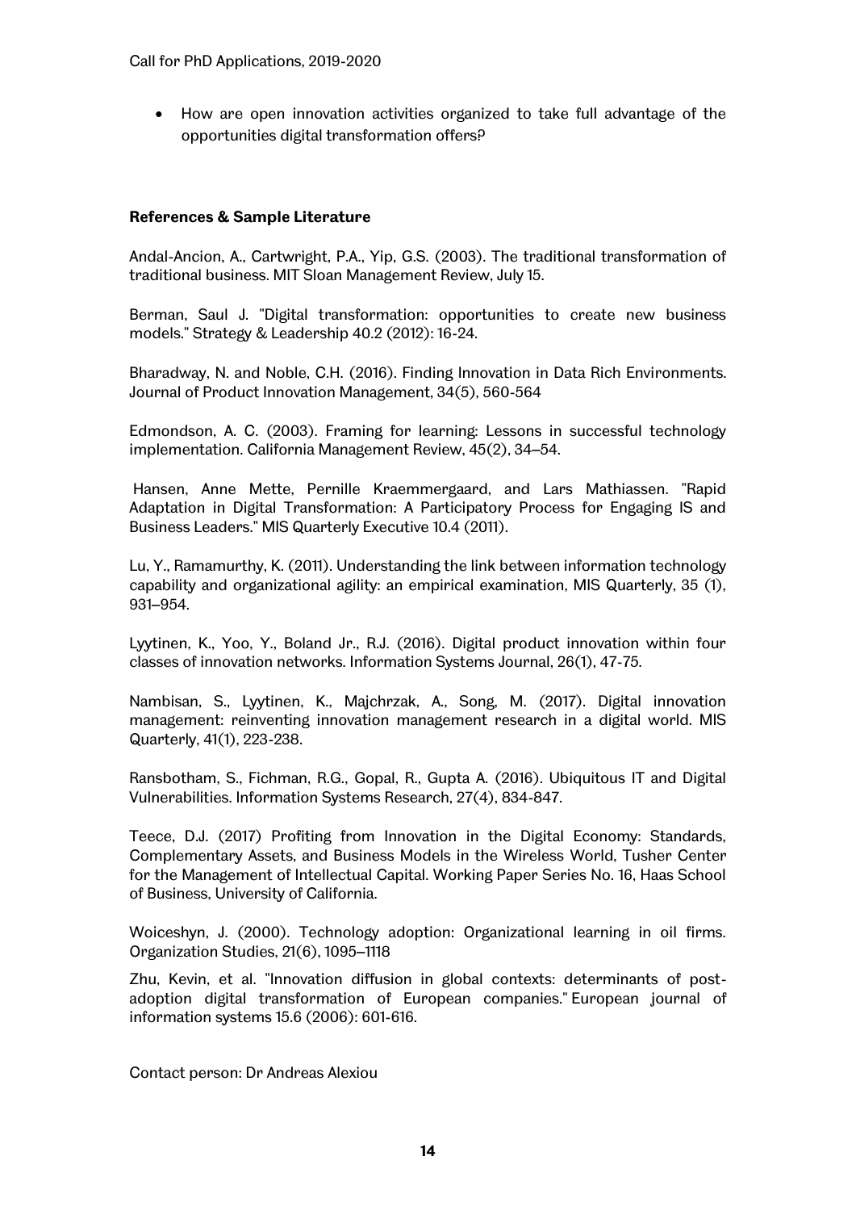- How are open innovation activities organized to take full advantage of the opportunities digital transformation offers?

**References & Sample Literature**

Andal-Ancion, A., Cartwright, P.A., Yip, G.S. (2003). The traditional transformation of traditional business. MIT Sloan Management Review, July 15.

Berman, Saul J. "Digital transformation: opportunities to create new business models." Strategy & Leadership 40.2 (2012): 16-24.

Bharadway, N. and Noble, C.H. (2016). Finding Innovation in Data Rich Environments. Journal of Product Innovation Management, 34(5), 560-564

Edmondson, A. C. (2003). Framing for learning: Lessons in successful technology implementation. California Management Review, 45(2), 34–54.

Hansen, Anne Mette, Pernille Kraemmergaard, and Lars Mathiassen. "Rapid Adaptation in Digital Transformation: A Participatory Process for Engaging IS and Business Leaders." MIS Quarterly Executive 10.4 (2011).

Lu, Y., Ramamurthy, K. (2011). Understanding the link between information technology capability and organizational agility: an empirical examination, MIS Quarterly, 35 (1), 931–954.

Lyytinen, K., Yoo, Y., Boland Jr., R.J. (2016). Digital product innovation within four classes of innovation networks. Information Systems Journal, 26(1), 47-75.

Nambisan, S., Lyytinen, K., Majchrzak, A., Song, M. (2017). Digital innovation management: reinventing innovation management research in a digital world. MIS Quarterly, 41(1), 223-238.

Ransbotham, S., Fichman, R.G., Gopal, R., Gupta A. (2016). Ubiquitous IT and Digital Vulnerabilities. Information Systems Research, 27(4), 834-847.

Teece, D.J. (2017) Profiting from Innovation in the Digital Economy: Standards, Complementary Assets, and Business Models in the Wireless World, Tusher Center for the Management of Intellectual Capital. Working Paper Series No. 16, Haas School of Business, University of California.

Woiceshyn, J. (2000). Technology adoption: Organizational learning in oil firms. Organization Studies, 21(6), 1095–1118

Zhu, Kevin, et al. "Innovation diffusion in global contexts: determinants of post-adoption digital transformation of European companies." European journal of information systems 15.6 (2006): 601-616.

Contact person: Dr Andreas Alexiou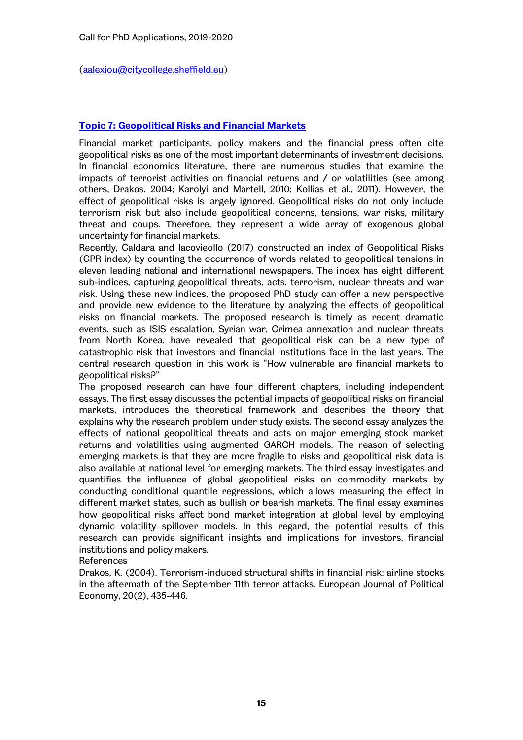(aalexiou@citycollege.sheffield.eu)

## Topic 7: Geopolitical Risks and Financial Markets

Financial market participants, policy makers and the financial press often cite geopolitical risks as one of the most important determinants of investment decisions. In financial economics literature, there are numerous studies that examine the impacts of terrorist activities on financial returns and / or volatilities (see among others, Drakos, 2004; Karolyi and Martell, 2010; Kollias et al., 2011). However, the effect of geopolitical risks is largely ignored. Geopolitical risks do not only include terrorism risk but also include geopolitical concerns, tensions, war risks, military threat and coups. Therefore, they represent a wide array of exogenous global uncertainty for financial markets.

Recently, Caldara and Iacovieollo (2017) constructed an index of Geopolitical Risks (GPR index) by counting the occurrence of words related to geopolitical tensions in eleven leading national and international newspapers. The index has eight different sub-indices, capturing geopolitical threats, acts, terrorism, nuclear threats and war risk. Using these new indices, the proposed PhD study can offer a new perspective and provide new evidence to the literature by analyzing the effects of geopolitical risks on financial markets. The proposed research is timely as recent dramatic events, such as ISIS escalation, Syrian war, Crimea annexation and nuclear threats from North Korea, have revealed that geopolitical risk can be a new type of catastrophic risk that investors and financial institutions face in the last years. The central research question in this work is "How vulnerable are financial markets to geopolitical risks?"

The proposed research can have four different chapters, including independent essays. The first essay discusses the potential impacts of geopolitical risks on financial markets, introduces the theoretical framework and describes the theory that explains why the research problem under study exists. The second essay analyzes the effects of national geopolitical threats and acts on major emerging stock market returns and volatilities using augmented GARCH models. The reason of selecting emerging markets is that they are more fragile to risks and geopolitical risk data is also available at national level for emerging markets. The third essay investigates and quantifies the influence of global geopolitical risks on commodity markets by conducting conditional quantile regressions, which allows measuring the effect in different market states, such as bullish or bearish markets. The final essay examines how geopolitical risks affect bond market integration at global level by employing dynamic volatility spillover models. In this regard, the potential results of this research can provide significant insights and implications for investors, financial institutions and policy makers.

References

Drakos, K. (2004). Terrorism-induced structural shifts in financial risk: airline stocks in the aftermath of the September 11th terror attacks. European Journal of Political Economy, 20(2), 435-446.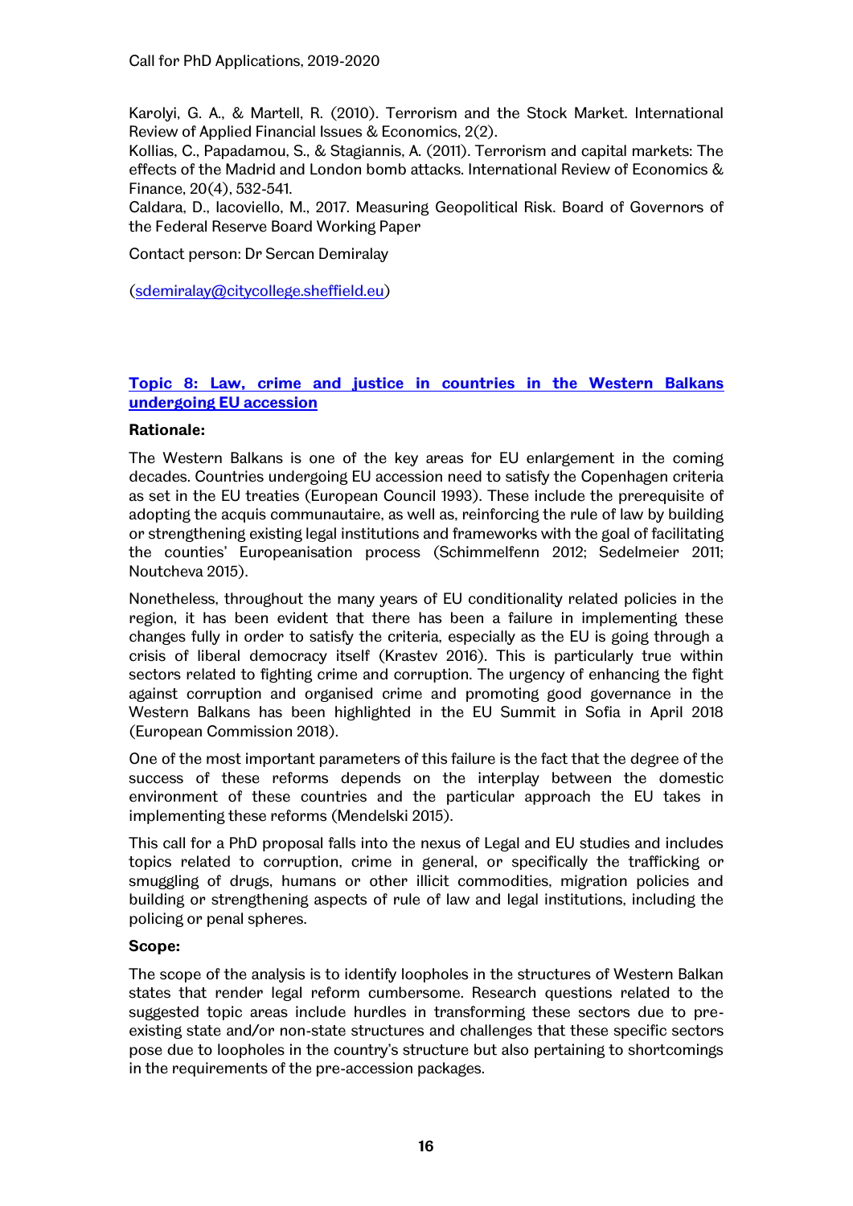Karolyi, G. A., & Martell, R. (2010). Terrorism and the Stock Market. International Review of Applied Financial Issues & Economics, 2(2).

Kollias, C., Papadamou, S., & Stagiannis, A. (2011). Terrorism and capital markets: The effects of the Madrid and London bomb attacks. International Review of Economics & Finance, 20(4), 532-541.

Caldara, D., Iacoviello, M., 2017. Measuring Geopolitical Risk. Board of Governors of the Federal Reserve Board Working Paper

Contact person: Dr Sercan Demiralay

(sdemiralay@citycollege.sheffield.eu)

## Topic 8: Law, crime and justice in countries in the Western Balkans undergoing EU accession

**Rationale:**

The Western Balkans is one of the key areas for EU enlargement in the coming decades. Countries undergoing EU accession need to satisfy the Copenhagen criteria as set in the EU treaties (European Council 1993). These include the prerequisite of adopting the acquis communautaire, as well as, reinforcing the rule of law by building or strengthening existing legal institutions and frameworks with the goal of facilitating the counties' Europeanisation process (Schimmelfenn 2012; Sedelmeier 2011; Noutcheva 2015).

Nonetheless, throughout the many years of EU conditionality related policies in the region, it has been evident that there has been a failure in implementing these changes fully in order to satisfy the criteria, especially as the EU is going through a crisis of liberal democracy itself (Krastev 2016). This is particularly true within sectors related to fighting crime and corruption. The urgency of enhancing the fight against corruption and organised crime and promoting good governance in the Western Balkans has been highlighted in the EU Summit in Sofia in April 2018 (European Commission 2018).

One of the most important parameters of this failure is the fact that the degree of the success of these reforms depends on the interplay between the domestic environment of these countries and the particular approach the EU takes in implementing these reforms (Mendelski 2015).

This call for a PhD proposal falls into the nexus of Legal and EU studies and includes topics related to corruption, crime in general, or specifically the trafficking or smuggling of drugs, humans or other illicit commodities, migration policies and building or strengthening aspects of rule of law and legal institutions, including the policing or penal spheres.

**Scope:**

The scope of the analysis is to identify loopholes in the structures of Western Balkan states that render legal reform cumbersome. Research questions related to the suggested topic areas include hurdles in transforming these sectors due to pre-existing state and/or non-state structures and challenges that these specific sectors pose due to loopholes in the country's structure but also pertaining to shortcomings in the requirements of the pre-accession packages.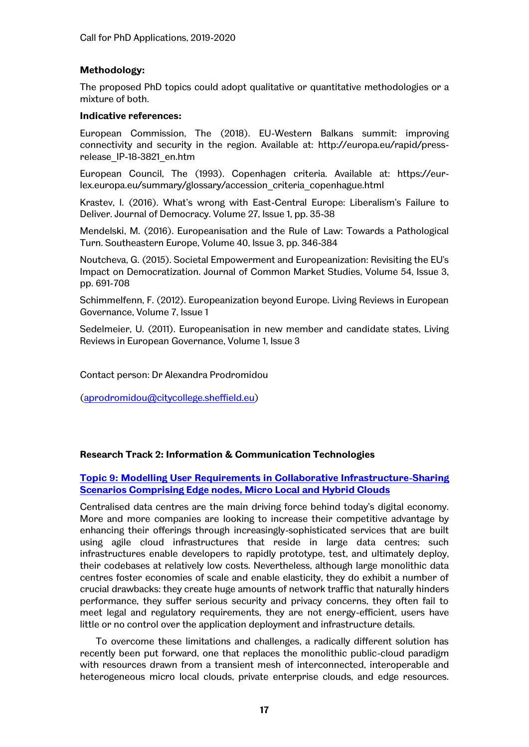**Methodology:**

The proposed PhD topics could adopt qualitative or quantitative methodologies or a mixture of both.

**Indicative references:**

European Commission, The (2018). EU-Western Balkans summit: improving connectivity and security in the region. Available at: http://europa.eu/rapid/press-release_IP-18-3821_en.htm

European Council, The (1993). Copenhagen criteria. Available at: https://eur-lex.europa.eu/summary/glossary/accession_criteria_copenhague.html

Krastev, I. (2016). What's wrong with East-Central Europe: Liberalism's Failure to Deliver. Journal of Democracy. Volume 27, Issue 1, pp. 35-38

Mendelski, M. (2016). Europeanisation and the Rule of Law: Towards a Pathological Turn. Southeastern Europe, Volume 40, Issue 3, pp. 346-384

Noutcheva, G. (2015). Societal Empowerment and Europeanization: Revisiting the EU's Impact on Democratization. Journal of Common Market Studies, Volume 54, Issue 3, pp. 691-708

Schimmelfenn, F. (2012). Europeanization beyond Europe. Living Reviews in European Governance, Volume 7, Issue 1

Sedelmeier, U. (2011). Europeanisation in new member and candidate states, Living Reviews in European Governance, Volume 1, Issue 3

Contact person: Dr Alexandra Prodromidou

(aprodromidou@citycollege.sheffield.eu)

### Research Track 2: Information & Communication Technologies

#### Topic 9: Modelling User Requirements in Collaborative Infrastructure-Sharing Scenarios Comprising Edge nodes, Micro Local and Hybrid Clouds

Centralised data centres are the main driving force behind today's digital economy. More and more companies are looking to increase their competitive advantage by enhancing their offerings through increasingly-sophisticated services that are built using agile cloud infrastructures that reside in large data centres; such infrastructures enable developers to rapidly prototype, test, and ultimately deploy, their codebases at relatively low costs. Nevertheless, although large monolithic data centres foster economies of scale and enable elasticity, they do exhibit a number of crucial drawbacks: they create huge amounts of network traffic that naturally hinders performance, they suffer serious security and privacy concerns, they often fail to meet legal and regulatory requirements, they are not energy-efficient, users have little or no control over the application deployment and infrastructure details.

To overcome these limitations and challenges, a radically different solution has recently been put forward, one that replaces the monolithic public-cloud paradigm with resources drawn from a transient mesh of interconnected, interoperable and heterogeneous micro local clouds, private enterprise clouds, and edge resources.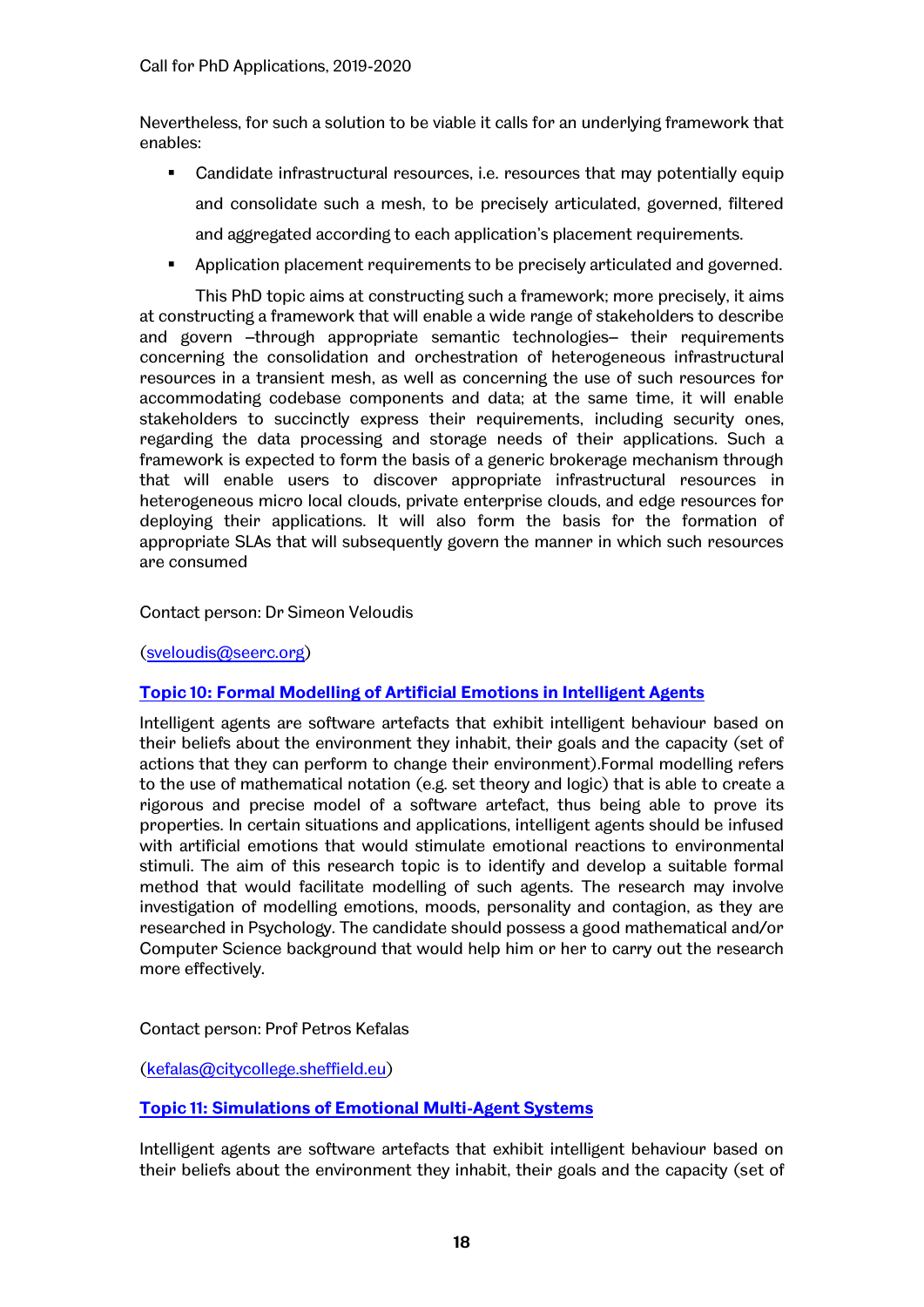Nevertheless, for such a solution to be viable it calls for an underlying framework that enables:

- Candidate infrastructural resources, i.e. resources that may potentially equip and consolidate such a mesh, to be precisely articulated, governed, filtered and aggregated according to each application's placement requirements.
- Application placement requirements to be precisely articulated and governed.

This PhD topic aims at constructing such a framework; more precisely, it aims at constructing a framework that will enable a wide range of stakeholders to describe and govern –through appropriate semantic technologies– their requirements concerning the consolidation and orchestration of heterogeneous infrastructural resources in a transient mesh, as well as concerning the use of such resources for accommodating codebase components and data; at the same time, it will enable stakeholders to succinctly express their requirements, including security ones, regarding the data processing and storage needs of their applications. Such a framework is expected to form the basis of a generic brokerage mechanism through that will enable users to discover appropriate infrastructural resources in heterogeneous micro local clouds, private enterprise clouds, and edge resources for deploying their applications. It will also form the basis for the formation of appropriate SLAs that will subsequently govern the manner in which such resources are consumed

Contact person: Dr Simeon Veloudis

(sveloudis@seerc.org)

### Topic 10: Formal Modelling of Artificial Emotions in Intelligent Agents

Intelligent agents are software artefacts that exhibit intelligent behaviour based on their beliefs about the environment they inhabit, their goals and the capacity (set of actions that they can perform to change their environment).Formal modelling refers to the use of mathematical notation (e.g. set theory and logic) that is able to create a rigorous and precise model of a software artefact, thus being able to prove its properties. In certain situations and applications, intelligent agents should be infused with artificial emotions that would stimulate emotional reactions to environmental stimuli. The aim of this research topic is to identify and develop a suitable formal method that would facilitate modelling of such agents. The research may involve investigation of modelling emotions, moods, personality and contagion, as they are researched in Psychology. The candidate should possess a good mathematical and/or Computer Science background that would help him or her to carry out the research more effectively.

Contact person: Prof Petros Kefalas

(kefalas@citycollege.sheffield.eu)

### Topic 11: Simulations of Emotional Multi-Agent Systems

Intelligent agents are software artefacts that exhibit intelligent behaviour based on their beliefs about the environment they inhabit, their goals and the capacity (set of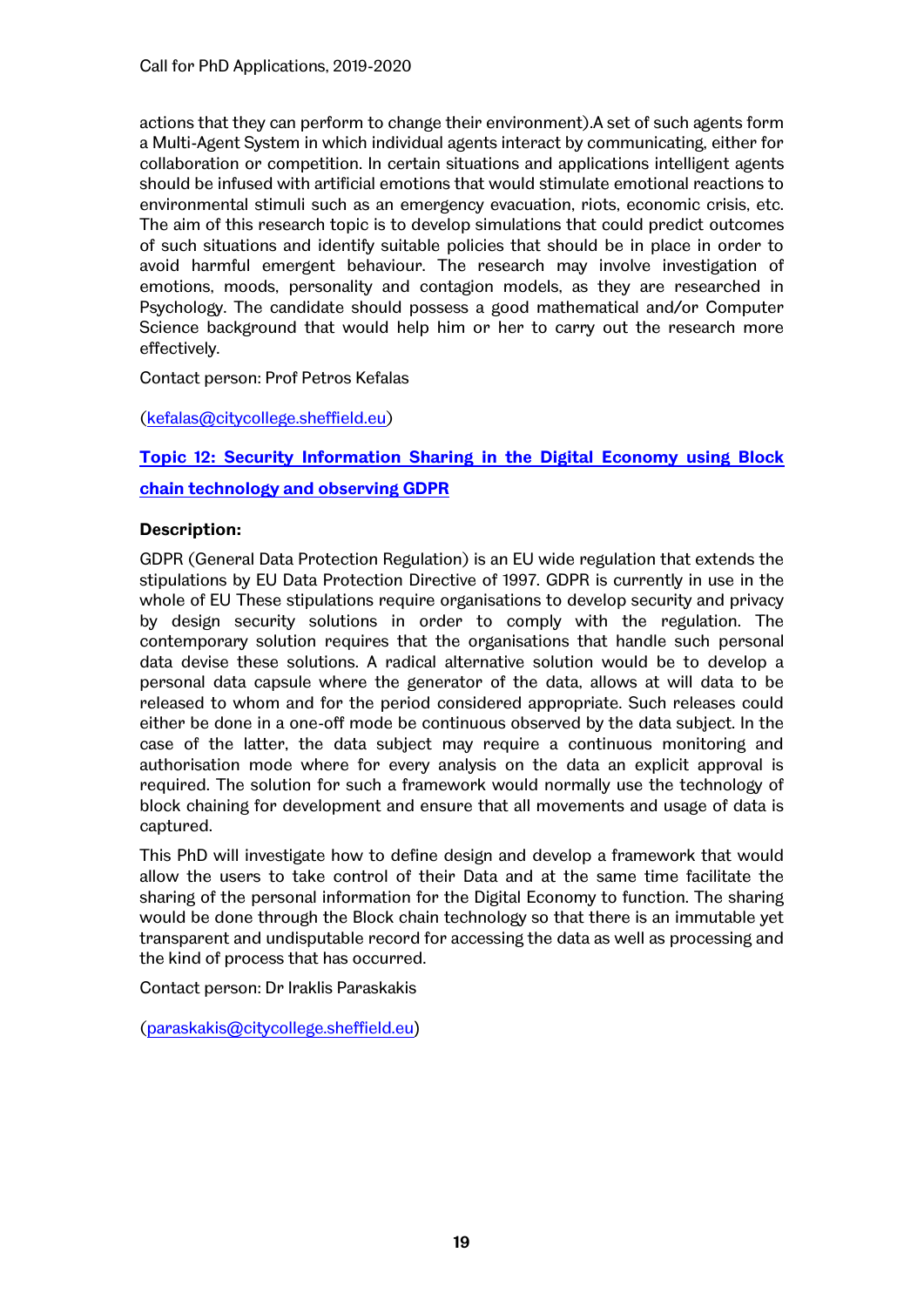actions that they can perform to change their environment).A set of such agents form a Multi-Agent System in which individual agents interact by communicating, either for collaboration or competition. In certain situations and applications intelligent agents should be infused with artificial emotions that would stimulate emotional reactions to environmental stimuli such as an emergency evacuation, riots, economic crisis, etc. The aim of this research topic is to develop simulations that could predict outcomes of such situations and identify suitable policies that should be in place in order to avoid harmful emergent behaviour. The research may involve investigation of emotions, moods, personality and contagion models, as they are researched in Psychology. The candidate should possess a good mathematical and/or Computer Science background that would help him or her to carry out the research more effectively.

Contact person: Prof Petros Kefalas

(kefalas@citycollege.sheffield.eu)

## Topic 12: Security Information Sharing in the Digital Economy using Block chain technology and observing GDPR

**Description:**

GDPR (General Data Protection Regulation) is an EU wide regulation that extends the stipulations by EU Data Protection Directive of 1997. GDPR is currently in use in the whole of EU These stipulations require organisations to develop security and privacy by design security solutions in order to comply with the regulation. The contemporary solution requires that the organisations that handle such personal data devise these solutions. A radical alternative solution would be to develop a personal data capsule where the generator of the data, allows at will data to be released to whom and for the period considered appropriate. Such releases could either be done in a one-off mode be continuous observed by the data subject. In the case of the latter, the data subject may require a continuous monitoring and authorisation mode where for every analysis on the data an explicit approval is required. The solution for such a framework would normally use the technology of block chaining for development and ensure that all movements and usage of data is captured.

This PhD will investigate how to define design and develop a framework that would allow the users to take control of their Data and at the same time facilitate the sharing of the personal information for the Digital Economy to function. The sharing would be done through the Block chain technology so that there is an immutable yet transparent and undisputable record for accessing the data as well as processing and the kind of process that has occurred.

Contact person: Dr Iraklis Paraskakis

(paraskakis@citycollege.sheffield.eu)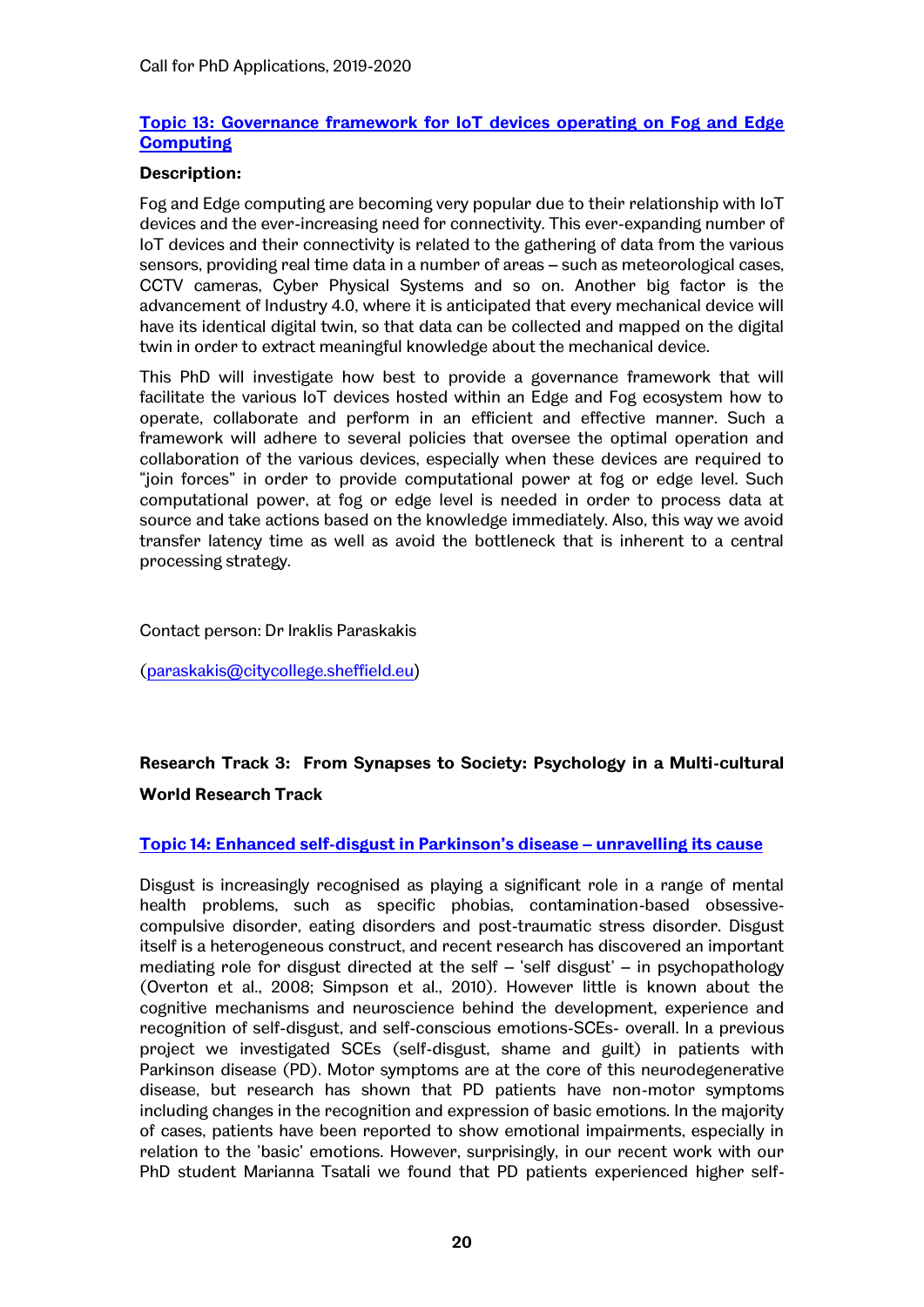### [Topic 13: Governance framework for IoT devices operating on Fog and Edge Computing]

**Description:**

Fog and Edge computing are becoming very popular due to their relationship with IoT devices and the ever-increasing need for connectivity. This ever-expanding number of IoT devices and their connectivity is related to the gathering of data from the various sensors, providing real time data in a number of areas – such as meteorological cases, CCTV cameras, Cyber Physical Systems and so on. Another big factor is the advancement of Industry 4.0, where it is anticipated that every mechanical device will have its identical digital twin, so that data can be collected and mapped on the digital twin in order to extract meaningful knowledge about the mechanical device.

This PhD will investigate how best to provide a governance framework that will facilitate the various IoT devices hosted within an Edge and Fog ecosystem how to operate, collaborate and perform in an efficient and effective manner. Such a framework will adhere to several policies that oversee the optimal operation and collaboration of the various devices, especially when these devices are required to "join forces" in order to provide computational power at fog or edge level. Such computational power, at fog or edge level is needed in order to process data at source and take actions based on the knowledge immediately. Also, this way we avoid transfer latency time as well as avoid the bottleneck that is inherent to a central processing strategy.

Contact person: Dr Iraklis Paraskakis

(paraskakis@citycollege.sheffield.eu)

## Research Track 3: From Synapses to Society: Psychology in a Multi-cultural World Research Track

### [Topic 14: Enhanced self-disgust in Parkinson's disease – unravelling its cause]

Disgust is increasingly recognised as playing a significant role in a range of mental health problems, such as specific phobias, contamination-based obsessive-compulsive disorder, eating disorders and post-traumatic stress disorder. Disgust itself is a heterogeneous construct, and recent research has discovered an important mediating role for disgust directed at the self – 'self disgust' – in psychopathology (Overton et al., 2008; Simpson et al., 2010). However little is known about the cognitive mechanisms and neuroscience behind the development, experience and recognition of self-disgust, and self-conscious emotions-SCEs- overall. In a previous project we investigated SCEs (self-disgust, shame and guilt) in patients with Parkinson disease (PD). Motor symptoms are at the core of this neurodegenerative disease, but research has shown that PD patients have non-motor symptoms including changes in the recognition and expression of basic emotions. In the majority of cases, patients have been reported to show emotional impairments, especially in relation to the 'basic' emotions. However, surprisingly, in our recent work with our PhD student Marianna Tsatali we found that PD patients experienced higher self-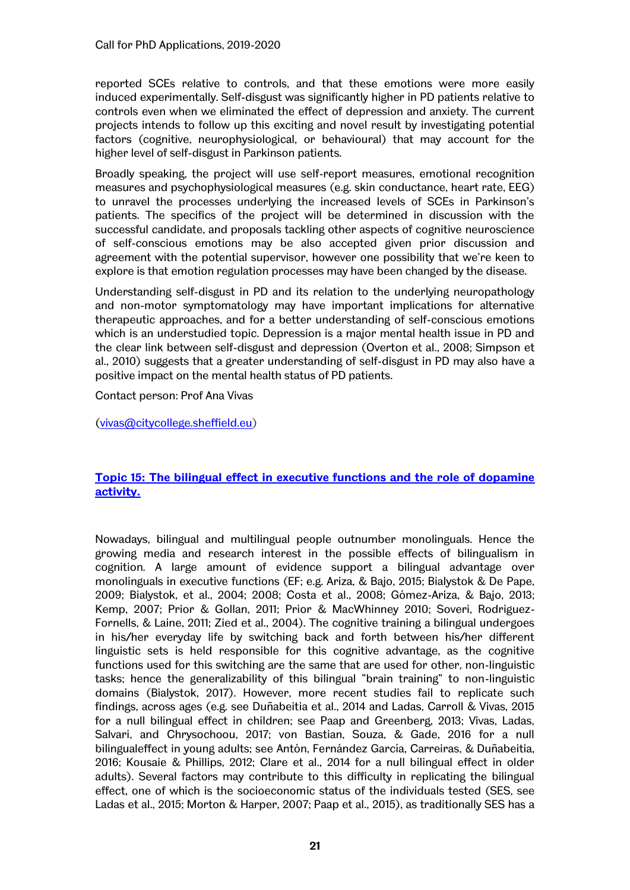reported SCEs relative to controls, and that these emotions were more easily induced experimentally. Self-disgust was significantly higher in PD patients relative to controls even when we eliminated the effect of depression and anxiety. The current projects intends to follow up this exciting and novel result by investigating potential factors (cognitive, neurophysiological, or behavioural) that may account for the higher level of self-disgust in Parkinson patients.

Broadly speaking, the project will use self-report measures, emotional recognition measures and psychophysiological measures (e.g. skin conductance, heart rate, EEG) to unravel the processes underlying the increased levels of SCEs in Parkinson's patients. The specifics of the project will be determined in discussion with the successful candidate, and proposals tackling other aspects of cognitive neuroscience of self-conscious emotions may be also accepted given prior discussion and agreement with the potential supervisor, however one possibility that we're keen to explore is that emotion regulation processes may have been changed by the disease.

Understanding self-disgust in PD and its relation to the underlying neuropathology and non-motor symptomatology may have important implications for alternative therapeutic approaches, and for a better understanding of self-conscious emotions which is an understudied topic. Depression is a major mental health issue in PD and the clear link between self-disgust and depression (Overton et al., 2008; Simpson et al., 2010) suggests that a greater understanding of self-disgust in PD may also have a positive impact on the mental health status of PD patients.

Contact person: Prof Ana Vivas

(vivas@citycollege.sheffield.eu)

## Topic 15: The bilingual effect in executive functions and the role of dopamine activity.

Nowadays, bilingual and multilingual people outnumber monolinguals. Hence the growing media and research interest in the possible effects of bilingualism in cognition. A large amount of evidence support a bilingual advantage over monolinguals in executive functions (EF; e.g. Ariza, & Bajo, 2015; Bialystok & De Pape, 2009; Bialystok, et al., 2004; 2008; Costa et al., 2008; Gómez-Ariza, & Bajo, 2013; Kemp, 2007; Prior & Gollan, 2011; Prior & MacWhinney 2010; Soveri, Rodriguez-Fornells, & Laine, 2011; Zied et al., 2004). The cognitive training a bilingual undergoes in his/her everyday life by switching back and forth between his/her different linguistic sets is held responsible for this cognitive advantage, as the cognitive functions used for this switching are the same that are used for other, non-linguistic tasks; hence the generalizability of this bilingual "brain training" to non-linguistic domains (Bialystok, 2017). However, more recent studies fail to replicate such findings, across ages (e.g. see Duñabeitia et al., 2014 and Ladas, Carroll & Vivas, 2015 for a null bilingual effect in children; see Paap and Greenberg, 2013; Vivas, Ladas, Salvari, and Chrysochoou, 2017; von Bastian, Souza, & Gade, 2016 for a null bilingualeffect in young adults; see Antón, Fernández García, Carreiras, & Duñabeitia, 2016; Kousaie & Phillips, 2012; Clare et al., 2014 for a null bilingual effect in older adults). Several factors may contribute to this difficulty in replicating the bilingual effect, one of which is the socioeconomic status of the individuals tested (SES, see Ladas et al., 2015; Morton & Harper, 2007; Paap et al., 2015), as traditionally SES has a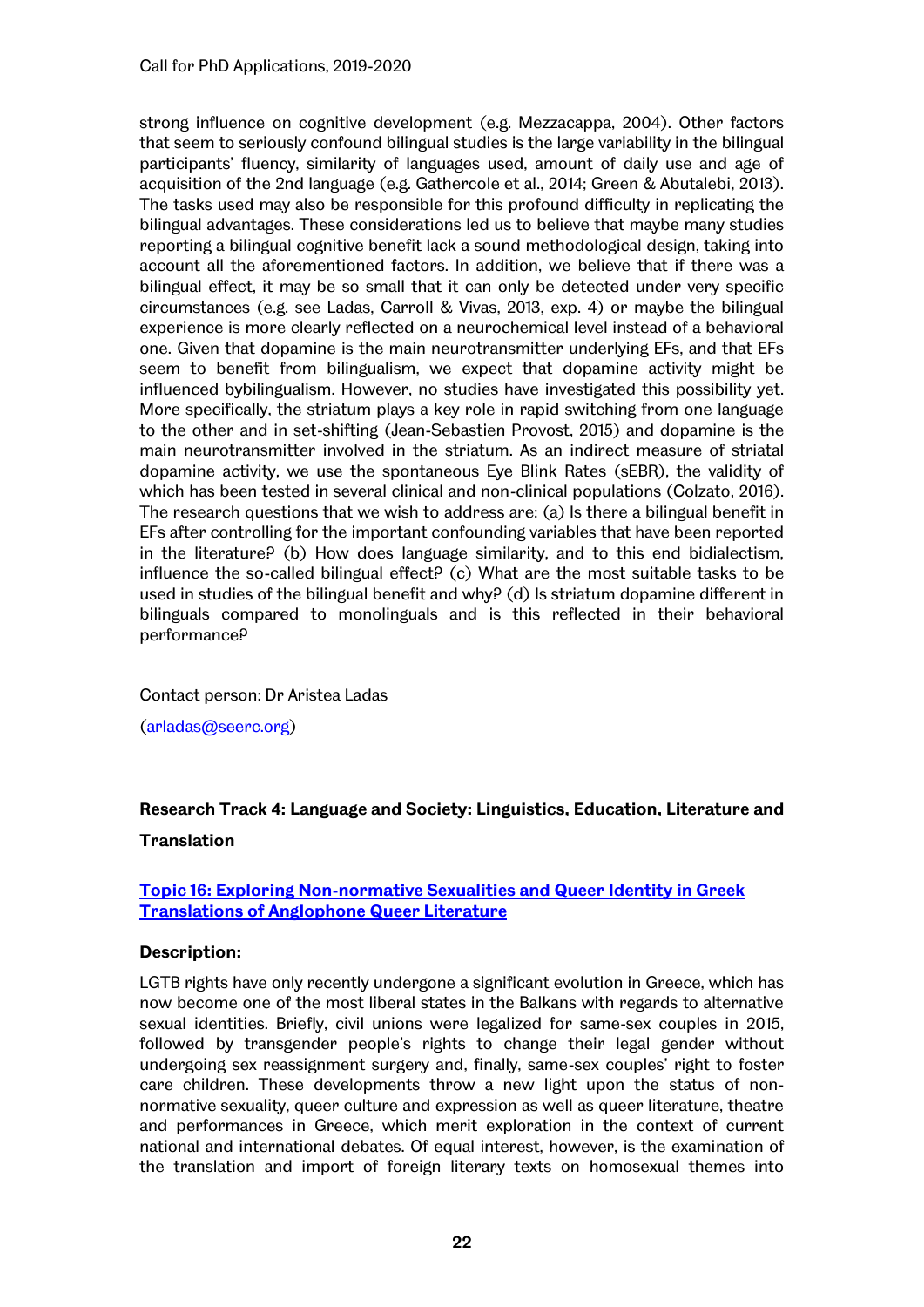strong influence on cognitive development (e.g. Mezzacappa, 2004). Other factors that seem to seriously confound bilingual studies is the large variability in the bilingual participants' fluency, similarity of languages used, amount of daily use and age of acquisition of the 2nd language (e.g. Gathercole et al., 2014; Green & Abutalebi, 2013). The tasks used may also be responsible for this profound difficulty in replicating the bilingual advantages. These considerations led us to believe that maybe many studies reporting a bilingual cognitive benefit lack a sound methodological design, taking into account all the aforementioned factors. In addition, we believe that if there was a bilingual effect, it may be so small that it can only be detected under very specific circumstances (e.g. see Ladas, Carroll & Vivas, 2013, exp. 4) or maybe the bilingual experience is more clearly reflected on a neurochemical level instead of a behavioral one. Given that dopamine is the main neurotransmitter underlying EFs, and that EFs seem to benefit from bilingualism, we expect that dopamine activity might be influenced bybilingualism. However, no studies have investigated this possibility yet. More specifically, the striatum plays a key role in rapid switching from one language to the other and in set-shifting (Jean-Sebastien Provost, 2015) and dopamine is the main neurotransmitter involved in the striatum. As an indirect measure of striatal dopamine activity, we use the spontaneous Eye Blink Rates (sEBR), the validity of which has been tested in several clinical and non-clinical populations (Colzato, 2016). The research questions that we wish to address are: (a) Is there a bilingual benefit in EFs after controlling for the important confounding variables that have been reported in the literature? (b) How does language similarity, and to this end bidialectism, influence the so-called bilingual effect? (c) What are the most suitable tasks to be used in studies of the bilingual benefit and why? (d) Is striatum dopamine different in bilinguals compared to monolinguals and is this reflected in their behavioral performance?

Contact person: Dr Aristea Ladas

(arladas@seerc.org)

**Research Track 4: Language and Society: Linguistics, Education, Literature and Translation**

### Topic 16: Exploring Non-normative Sexualities and Queer Identity in Greek Translations of Anglophone Queer Literature

**Description:**

LGTB rights have only recently undergone a significant evolution in Greece, which has now become one of the most liberal states in the Balkans with regards to alternative sexual identities. Briefly, civil unions were legalized for same-sex couples in 2015, followed by transgender people's rights to change their legal gender without undergoing sex reassignment surgery and, finally, same-sex couples' right to foster care children. These developments throw a new light upon the status of non-normative sexuality, queer culture and expression as well as queer literature, theatre and performances in Greece, which merit exploration in the context of current national and international debates. Of equal interest, however, is the examination of the translation and import of foreign literary texts on homosexual themes into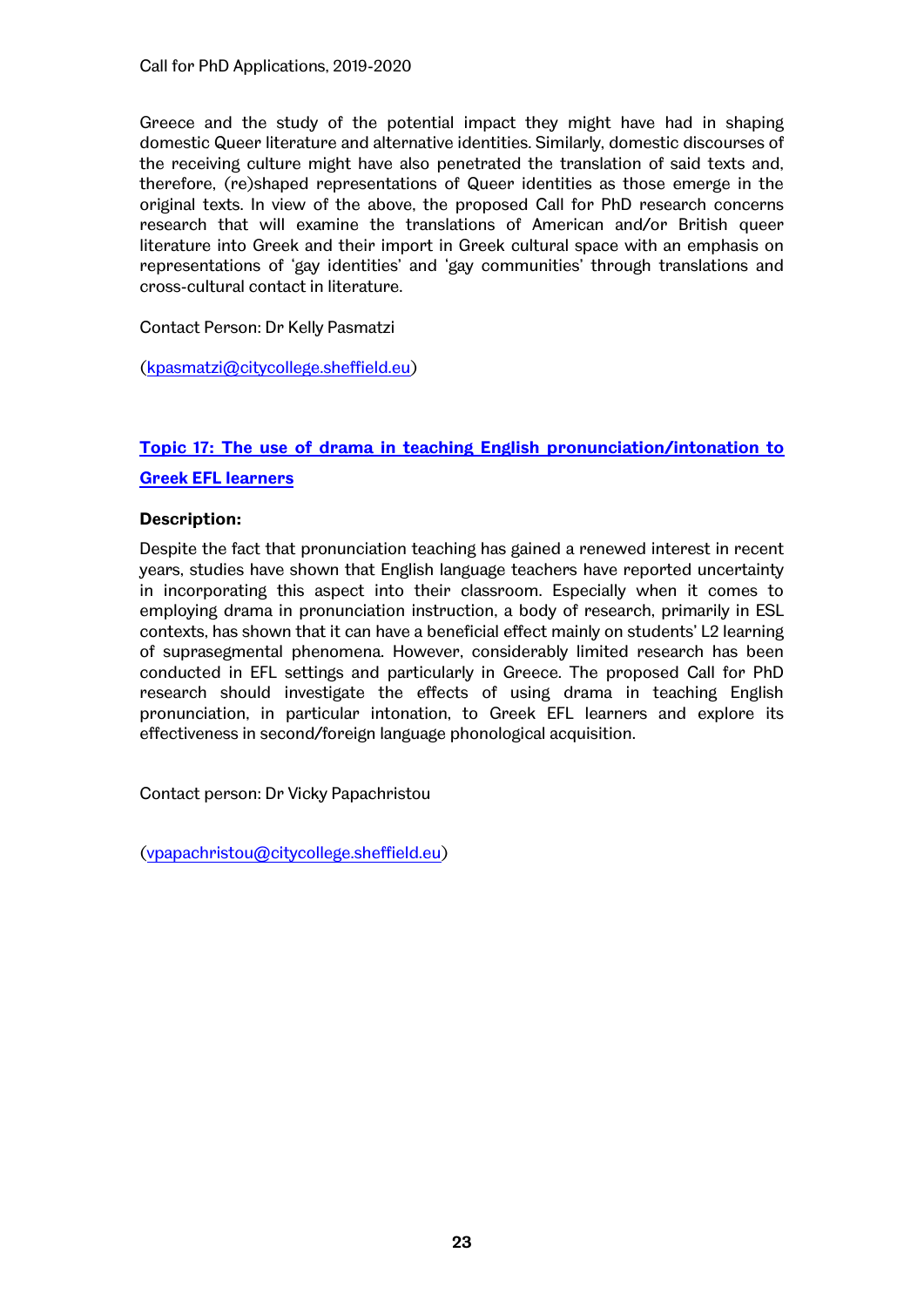Greece and the study of the potential impact they might have had in shaping domestic Queer literature and alternative identities. Similarly, domestic discourses of the receiving culture might have also penetrated the translation of said texts and, therefore, (re)shaped representations of Queer identities as those emerge in the original texts. In view of the above, the proposed Call for PhD research concerns research that will examine the translations of American and/or British queer literature into Greek and their import in Greek cultural space with an emphasis on representations of 'gay identities' and 'gay communities' through translations and cross-cultural contact in literature.

Contact Person: Dr Kelly Pasmatzi

(kpasmatzi@citycollege.sheffield.eu)

## Topic 17: The use of drama in teaching English pronunciation/intonation to Greek EFL learners

**Description:**

Despite the fact that pronunciation teaching has gained a renewed interest in recent years, studies have shown that English language teachers have reported uncertainty in incorporating this aspect into their classroom. Especially when it comes to employing drama in pronunciation instruction, a body of research, primarily in ESL contexts, has shown that it can have a beneficial effect mainly on students' L2 learning of suprasegmental phenomena. However, considerably limited research has been conducted in EFL settings and particularly in Greece. The proposed Call for PhD research should investigate the effects of using drama in teaching English pronunciation, in particular intonation, to Greek EFL learners and explore its effectiveness in second/foreign language phonological acquisition.

Contact person: Dr Vicky Papachristou

(vpapachristou@citycollege.sheffield.eu)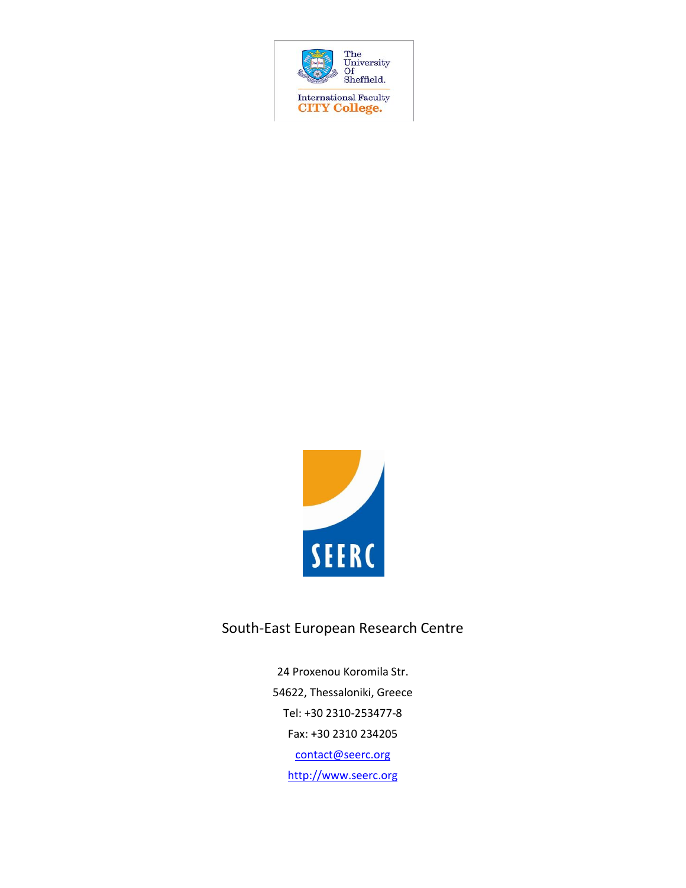The University Of Sheffield.

International Faculty
CITY College.

SEERC

South-East European Research Centre

24 Proxenou Koromila Str.

54622, Thessaloniki, Greece

Tel: +30 2310-253477-8

Fax: +30 2310 234205

contact@seerc.org

http://www.seerc.org